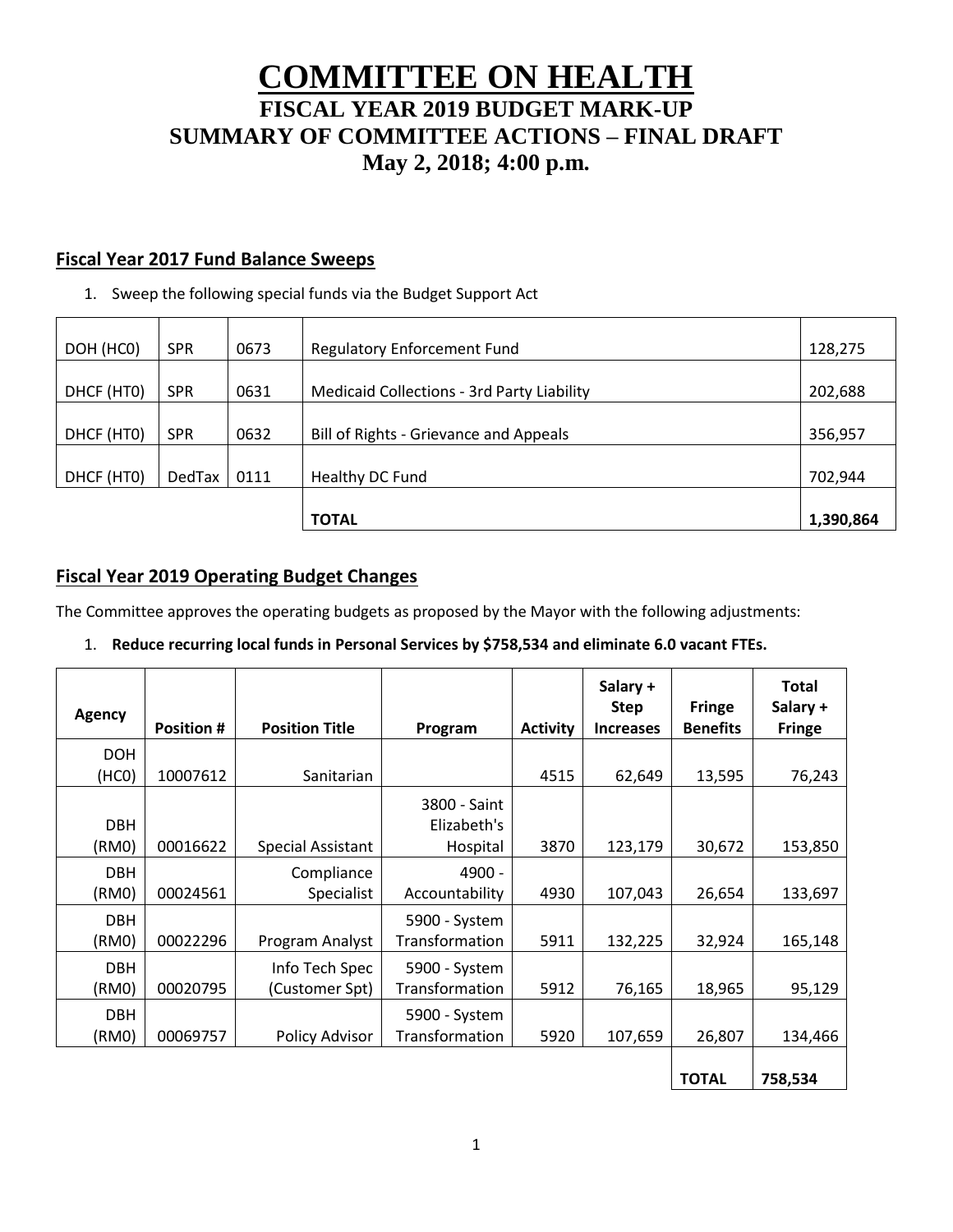# COMMITTEE ON HEALTH

## FISCAL YEAR 2019 BUDGET MARK-UP

## SUMMARY OF COMMITTEE ACTIONS – FINAL DRAFT

## May 2, 2018; 4:00 p.m.

### Fiscal Year 2017 Fund Balance Sweeps

1. Sweep the following special funds via the Budget Support Act

| | | | | |
|---|---|---|---|---|
| DOH (HC0) | SPR | 0673 | Regulatory Enforcement Fund | 128,275 |
| DHCF (HT0) | SPR | 0631 | Medicaid Collections - 3rd Party Liability | 202,688 |
| DHCF (HT0) | SPR | 0632 | Bill of Rights - Grievance and Appeals | 356,957 |
| DHCF (HT0) | DedTax | 0111 | Healthy DC Fund | 702,944 |
| | | | **TOTAL** | **1,390,864** |

### Fiscal Year 2019 Operating Budget Changes

The Committee approves the operating budgets as proposed by the Mayor with the following adjustments:

1. **Reduce recurring local funds in Personal Services by $758,534 and eliminate 6.0 vacant FTEs.**

| Agency | Position # | Position Title | Program | Activity | Salary + Step Increases | Fringe Benefits | Total Salary + Fringe |
|---|---|---|---|---|---|---|---|
| DOH (HC0) | 10007612 | Sanitarian | | 4515 | 62,649 | 13,595 | 76,243 |
| DBH (RM0) | 00016622 | Special Assistant | 3800 - Saint Elizabeth's Hospital | 3870 | 123,179 | 30,672 | 153,850 |
| DBH (RM0) | 00024561 | Compliance Specialist | 4900 - Accountability | 4930 | 107,043 | 26,654 | 133,697 |
| DBH (RM0) | 00022296 | Program Analyst | 5900 - System Transformation | 5911 | 132,225 | 32,924 | 165,148 |
| DBH (RM0) | 00020795 | Info Tech Spec (Customer Spt) | 5900 - System Transformation | 5912 | 76,165 | 18,965 | 95,129 |
| DBH (RM0) | 00069757 | Policy Advisor | 5900 - System Transformation | 5920 | 107,659 | 26,807 | 134,466 |
| | | | | | | **TOTAL** | **758,534** |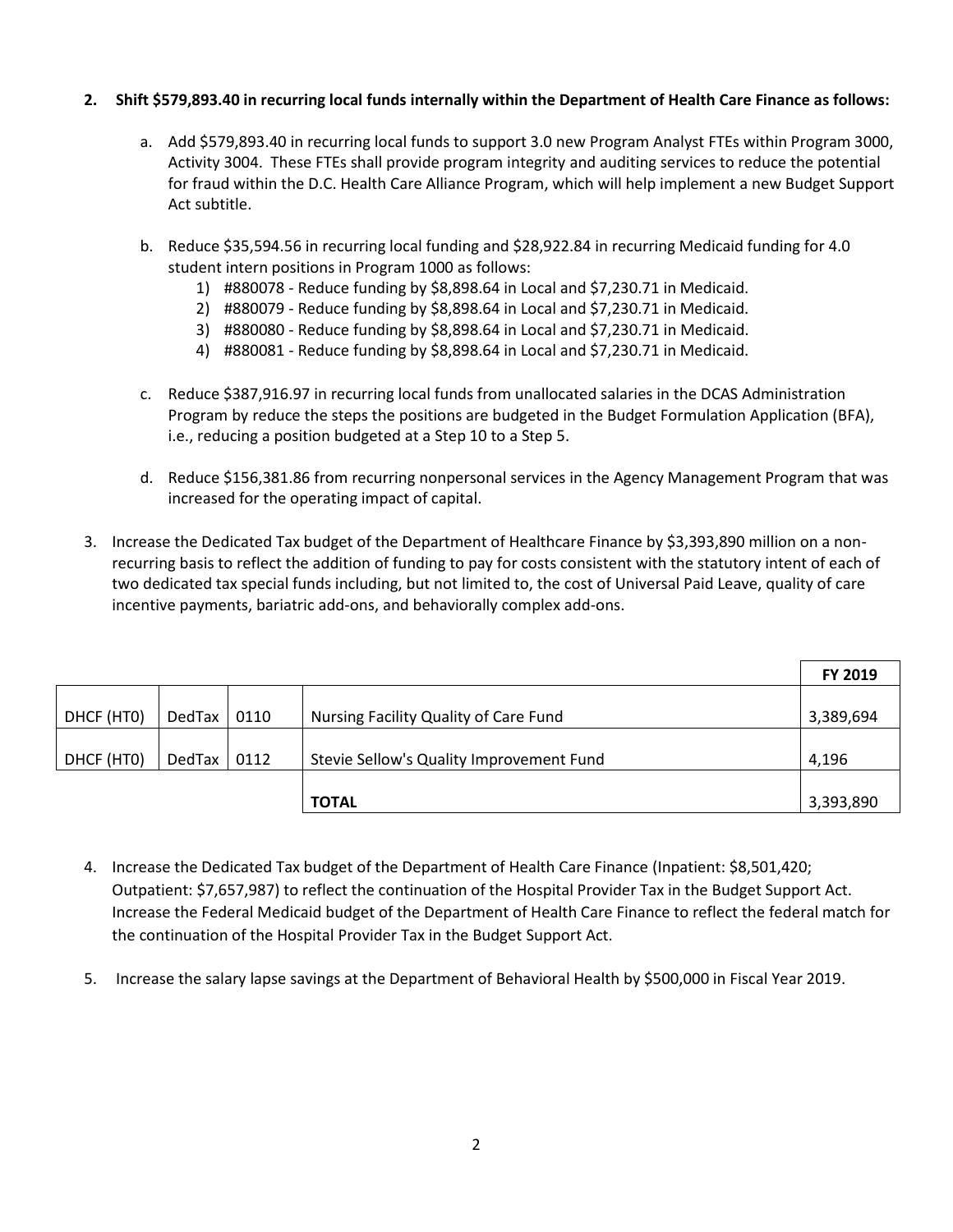**2. Shift $579,893.40 in recurring local funds internally within the Department of Health Care Finance as follows:**

a. Add $579,893.40 in recurring local funds to support 3.0 new Program Analyst FTEs within Program 3000, Activity 3004. These FTEs shall provide program integrity and auditing services to reduce the potential for fraud within the D.C. Health Care Alliance Program, which will help implement a new Budget Support Act subtitle.

b. Reduce $35,594.56 in recurring local funding and $28,922.84 in recurring Medicaid funding for 4.0 student intern positions in Program 1000 as follows:
   1) #880078 - Reduce funding by $8,898.64 in Local and $7,230.71 in Medicaid.
   2) #880079 - Reduce funding by $8,898.64 in Local and $7,230.71 in Medicaid.
   3) #880080 - Reduce funding by $8,898.64 in Local and $7,230.71 in Medicaid.
   4) #880081 - Reduce funding by $8,898.64 in Local and $7,230.71 in Medicaid.

c. Reduce $387,916.97 in recurring local funds from unallocated salaries in the DCAS Administration Program by reduce the steps the positions are budgeted in the Budget Formulation Application (BFA), i.e., reducing a position budgeted at a Step 10 to a Step 5.

d. Reduce $156,381.86 from recurring nonpersonal services in the Agency Management Program that was increased for the operating impact of capital.

3. Increase the Dedicated Tax budget of the Department of Healthcare Finance by $3,393,890 million on a non-recurring basis to reflect the addition of funding to pay for costs consistent with the statutory intent of each of two dedicated tax special funds including, but not limited to, the cost of Universal Paid Leave, quality of care incentive payments, bariatric add-ons, and behaviorally complex add-ons.

| | | | | FY 2019 |
|---|---|---|---|---|
| DHCF (HT0) | DedTax | 0110 | Nursing Facility Quality of Care Fund | 3,389,694 |
| DHCF (HT0) | DedTax | 0112 | Stevie Sellow's Quality Improvement Fund | 4,196 |
| | | | **TOTAL** | 3,393,890 |

4. Increase the Dedicated Tax budget of the Department of Health Care Finance (Inpatient: $8,501,420; Outpatient: $7,657,987) to reflect the continuation of the Hospital Provider Tax in the Budget Support Act. Increase the Federal Medicaid budget of the Department of Health Care Finance to reflect the federal match for the continuation of the Hospital Provider Tax in the Budget Support Act.

5. Increase the salary lapse savings at the Department of Behavioral Health by $500,000 in Fiscal Year 2019.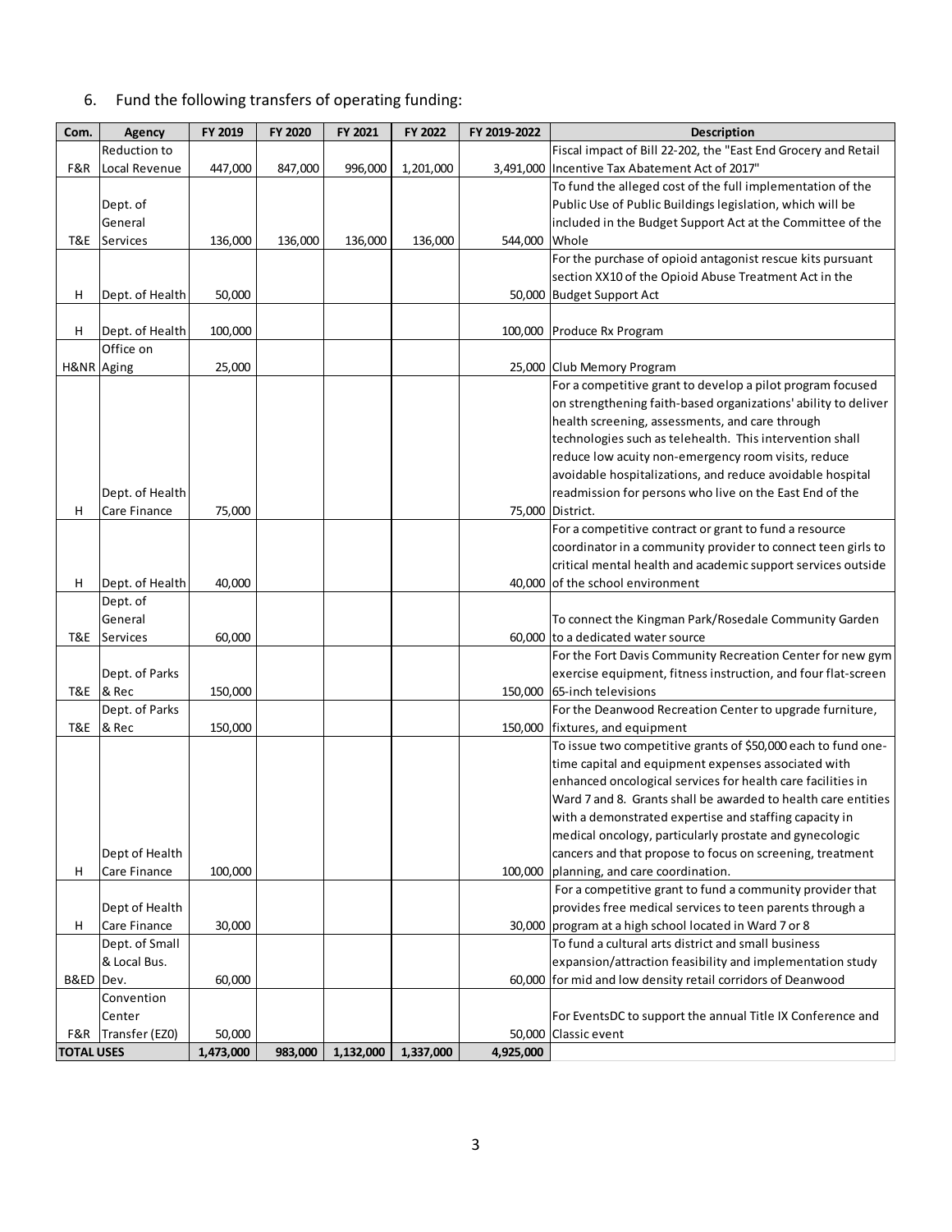6. Fund the following transfers of operating funding:

| Com. | Agency | FY 2019 | FY 2020 | FY 2021 | FY 2022 | FY 2019-2022 | Description |
|---|---|---|---|---|---|---|---|
| F&R | Reduction to Local Revenue | 447,000 | 847,000 | 996,000 | 1,201,000 | 3,491,000 | Fiscal impact of Bill 22-202, the "East End Grocery and Retail Incentive Tax Abatement Act of 2017" |
| T&E | Dept. of General Services | 136,000 | 136,000 | 136,000 | 136,000 | 544,000 | To fund the alleged cost of the full implementation of the Public Use of Public Buildings legislation, which will be included in the Budget Support Act at the Committee of the Whole |
| H | Dept. of Health | 50,000 | | | | 50,000 | For the purchase of opioid antagonist rescue kits pursuant section XX10 of the Opioid Abuse Treatment Act in the Budget Support Act |
| H | Dept. of Health | 100,000 | | | | 100,000 | Produce Rx Program |
| H&NR | Office on Aging | 25,000 | | | | 25,000 | Club Memory Program |
| H | Dept. of Health Care Finance | 75,000 | | | | 75,000 | For a competitive grant to develop a pilot program focused on strengthening faith-based organizations' ability to deliver health screening, assessments, and care through technologies such as telehealth. This intervention shall reduce low acuity non-emergency room visits, reduce avoidable hospitalizations, and reduce avoidable hospital readmission for persons who live on the East End of the District. |
| H | Dept. of Health | 40,000 | | | | 40,000 | For a competitive contract or grant to fund a resource coordinator in a community provider to connect teen girls to critical mental health and academic support services outside of the school environment |
| T&E | Dept. of General Services | 60,000 | | | | 60,000 | To connect the Kingman Park/Rosedale Community Garden to a dedicated water source |
| T&E | Dept. of Parks & Rec | 150,000 | | | | 150,000 | For the Fort Davis Community Recreation Center for new gym exercise equipment, fitness instruction, and four flat-screen 65-inch televisions |
| T&E | Dept. of Parks & Rec | 150,000 | | | | 150,000 | For the Deanwood Recreation Center to upgrade furniture, fixtures, and equipment |
| H | Dept of Health Care Finance | 100,000 | | | | 100,000 | To issue two competitive grants of $50,000 each to fund one-time capital and equipment expenses associated with enhanced oncological services for health care facilities in Ward 7 and 8. Grants shall be awarded to health care entities with a demonstrated expertise and staffing capacity in medical oncology, particularly prostate and gynecologic cancers and that propose to focus on screening, treatment planning, and care coordination. |
| H | Dept of Health Care Finance | 30,000 | | | | 30,000 | For a competitive grant to fund a community provider that provides free medical services to teen parents through a program at a high school located in Ward 7 or 8 |
| B&ED | Dept. of Small & Local Bus. Dev. | 60,000 | | | | 60,000 | To fund a cultural arts district and small business expansion/attraction feasibility and implementation study for mid and low density retail corridors of Deanwood |
| F&R | Convention Center Transfer (EZ0) | 50,000 | | | | 50,000 | For EventsDC to support the annual Title IX Conference and Classic event |
| **TOTAL USES** | | **1,473,000** | **983,000** | **1,132,000** | **1,337,000** | **4,925,000** | |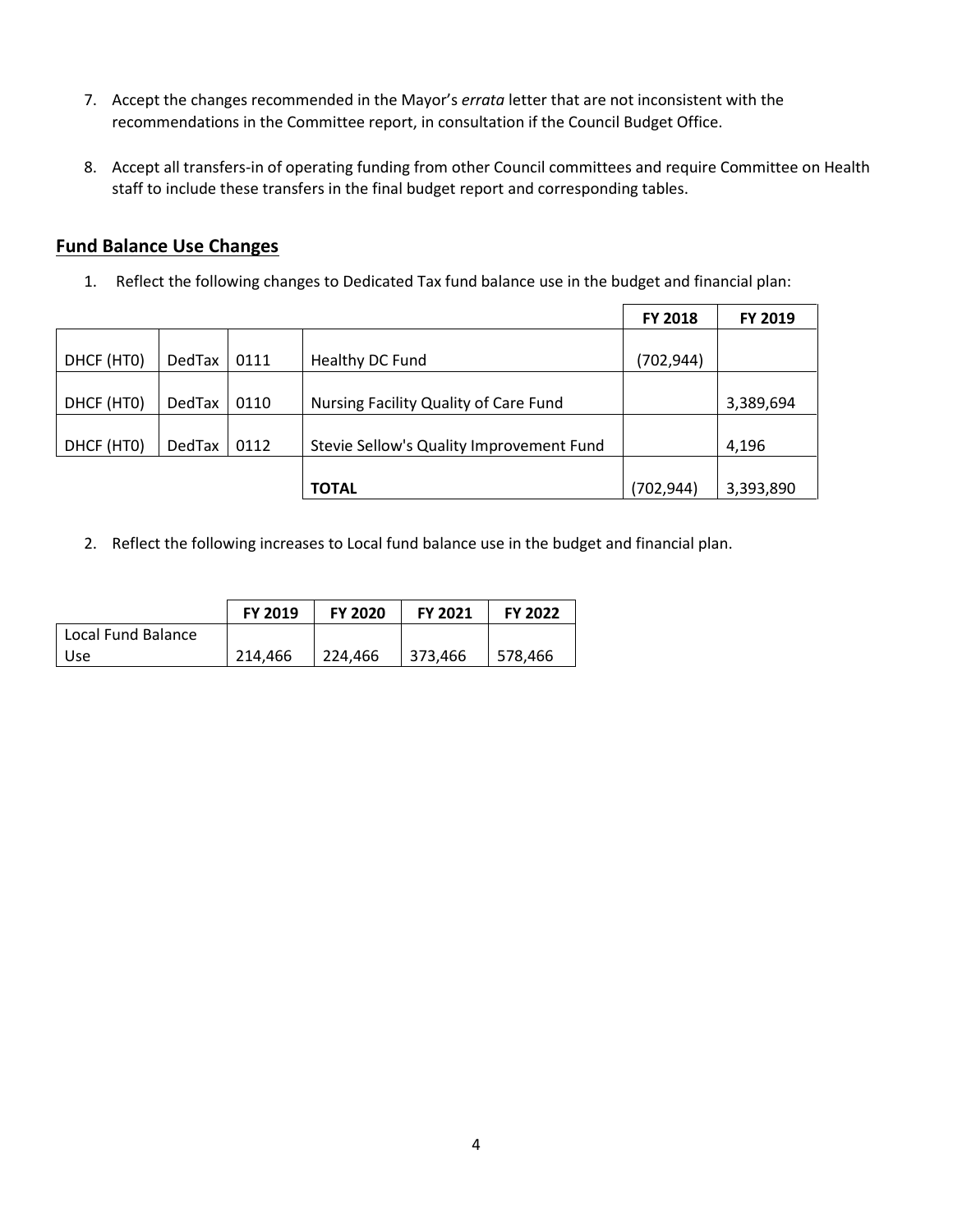7. Accept the changes recommended in the Mayor's *errata* letter that are not inconsistent with the recommendations in the Committee report, in consultation if the Council Budget Office.

8. Accept all transfers-in of operating funding from other Council committees and require Committee on Health staff to include these transfers in the final budget report and corresponding tables.

## Fund Balance Use Changes

1. Reflect the following changes to Dedicated Tax fund balance use in the budget and financial plan:

| | | | | FY 2018 | FY 2019 |
|---|---|---|---|---|---|
| DHCF (HT0) | DedTax | 0111 | Healthy DC Fund | (702,944) | |
| DHCF (HT0) | DedTax | 0110 | Nursing Facility Quality of Care Fund | | 3,389,694 |
| DHCF (HT0) | DedTax | 0112 | Stevie Sellow's Quality Improvement Fund | | 4,196 |
| | | | **TOTAL** | (702,944) | 3,393,890 |

2. Reflect the following increases to Local fund balance use in the budget and financial plan.

| | FY 2019 | FY 2020 | FY 2021 | FY 2022 |
|---|---|---|---|---|
| Local Fund Balance Use | 214,466 | 224,466 | 373,466 | 578,466 |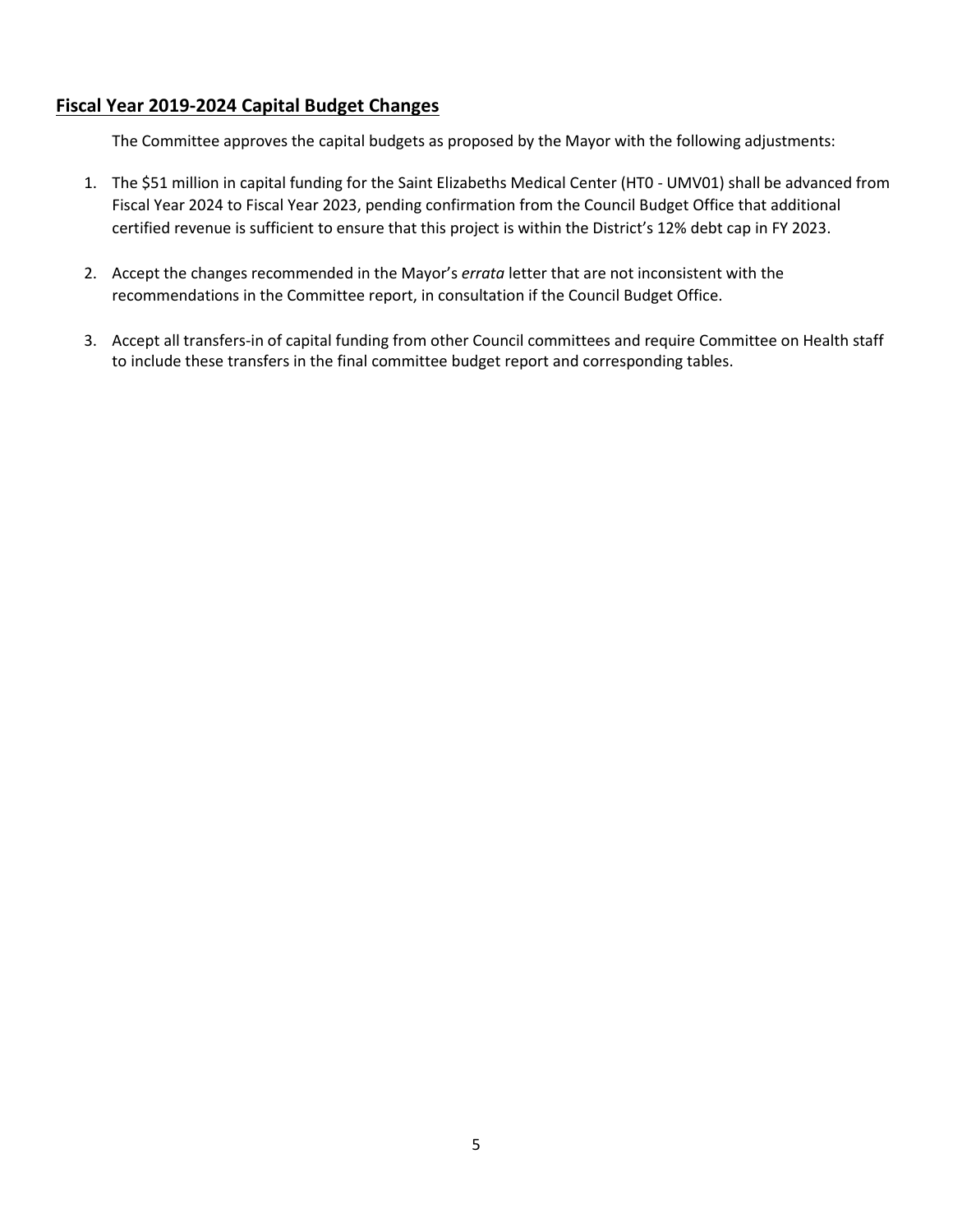## Fiscal Year 2019-2024 Capital Budget Changes

The Committee approves the capital budgets as proposed by the Mayor with the following adjustments:

1. The $51 million in capital funding for the Saint Elizabeths Medical Center (HT0 - UMV01) shall be advanced from Fiscal Year 2024 to Fiscal Year 2023, pending confirmation from the Council Budget Office that additional certified revenue is sufficient to ensure that this project is within the District's 12% debt cap in FY 2023.

2. Accept the changes recommended in the Mayor's *errata* letter that are not inconsistent with the recommendations in the Committee report, in consultation if the Council Budget Office.

3. Accept all transfers-in of capital funding from other Council committees and require Committee on Health staff to include these transfers in the final committee budget report and corresponding tables.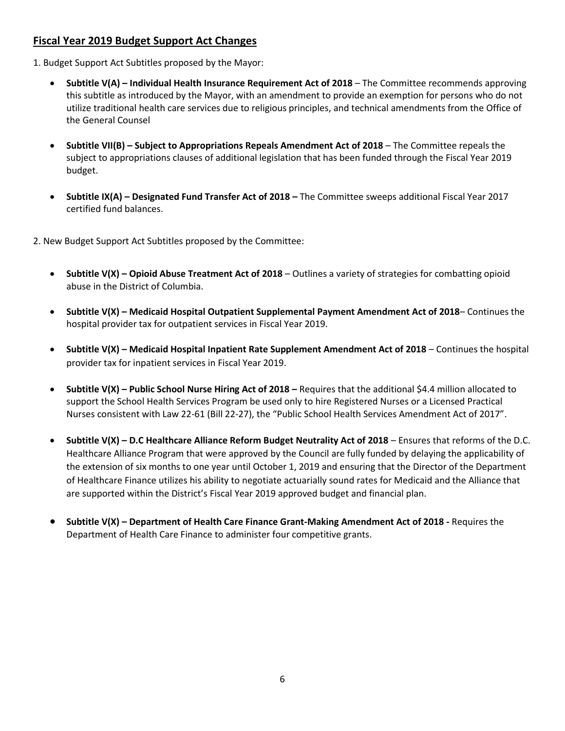## Fiscal Year 2019 Budget Support Act Changes

1. Budget Support Act Subtitles proposed by the Mayor:

- **Subtitle V(A) – Individual Health Insurance Requirement Act of 2018** – The Committee recommends approving this subtitle as introduced by the Mayor, with an amendment to provide an exemption for persons who do not utilize traditional health care services due to religious principles, and technical amendments from the Office of the General Counsel

- **Subtitle VII(B) – Subject to Appropriations Repeals Amendment Act of 2018** – The Committee repeals the subject to appropriations clauses of additional legislation that has been funded through the Fiscal Year 2019 budget.

- **Subtitle IX(A) – Designated Fund Transfer Act of 2018 –** The Committee sweeps additional Fiscal Year 2017 certified fund balances.

2. New Budget Support Act Subtitles proposed by the Committee:

- **Subtitle V(X) – Opioid Abuse Treatment Act of 2018** – Outlines a variety of strategies for combatting opioid abuse in the District of Columbia.

- **Subtitle V(X) – Medicaid Hospital Outpatient Supplemental Payment Amendment Act of 2018**– Continues the hospital provider tax for outpatient services in Fiscal Year 2019.

- **Subtitle V(X) – Medicaid Hospital Inpatient Rate Supplement Amendment Act of 2018** – Continues the hospital provider tax for inpatient services in Fiscal Year 2019.

- **Subtitle V(X) – Public School Nurse Hiring Act of 2018 –** Requires that the additional $4.4 million allocated to support the School Health Services Program be used only to hire Registered Nurses or a Licensed Practical Nurses consistent with Law 22-61 (Bill 22-27), the "Public School Health Services Amendment Act of 2017".

- **Subtitle V(X) – D.C Healthcare Alliance Reform Budget Neutrality Act of 2018** – Ensures that reforms of the D.C. Healthcare Alliance Program that were approved by the Council are fully funded by delaying the applicability of the extension of six months to one year until October 1, 2019 and ensuring that the Director of the Department of Healthcare Finance utilizes his ability to negotiate actuarially sound rates for Medicaid and the Alliance that are supported within the District's Fiscal Year 2019 approved budget and financial plan.

- **Subtitle V(X) – Department of Health Care Finance Grant-Making Amendment Act of 2018 -** Requires the Department of Health Care Finance to administer four competitive grants.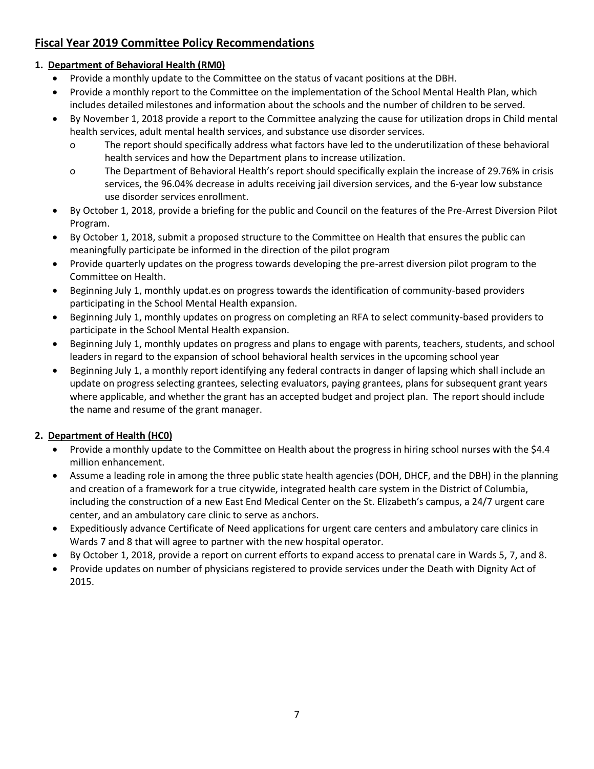## Fiscal Year 2019 Committee Policy Recommendations

**1. Department of Behavioral Health (RM0)**

- Provide a monthly update to the Committee on the status of vacant positions at the DBH.
- Provide a monthly report to the Committee on the implementation of the School Mental Health Plan, which includes detailed milestones and information about the schools and the number of children to be served.
- By November 1, 2018 provide a report to the Committee analyzing the cause for utilization drops in Child mental health services, adult mental health services, and substance use disorder services.
  - o The report should specifically address what factors have led to the underutilization of these behavioral health services and how the Department plans to increase utilization.
  - o The Department of Behavioral Health's report should specifically explain the increase of 29.76% in crisis services, the 96.04% decrease in adults receiving jail diversion services, and the 6-year low substance use disorder services enrollment.
- By October 1, 2018, provide a briefing for the public and Council on the features of the Pre-Arrest Diversion Pilot Program.
- By October 1, 2018, submit a proposed structure to the Committee on Health that ensures the public can meaningfully participate be informed in the direction of the pilot program
- Provide quarterly updates on the progress towards developing the pre-arrest diversion pilot program to the Committee on Health.
- Beginning July 1, monthly updat.es on progress towards the identification of community-based providers participating in the School Mental Health expansion.
- Beginning July 1, monthly updates on progress on completing an RFA to select community-based providers to participate in the School Mental Health expansion.
- Beginning July 1, monthly updates on progress and plans to engage with parents, teachers, students, and school leaders in regard to the expansion of school behavioral health services in the upcoming school year
- Beginning July 1, a monthly report identifying any federal contracts in danger of lapsing which shall include an update on progress selecting grantees, selecting evaluators, paying grantees, plans for subsequent grant years where applicable, and whether the grant has an accepted budget and project plan. The report should include the name and resume of the grant manager.

**2. Department of Health (HC0)**

- Provide a monthly update to the Committee on Health about the progress in hiring school nurses with the $4.4 million enhancement.
- Assume a leading role in among the three public state health agencies (DOH, DHCF, and the DBH) in the planning and creation of a framework for a true citywide, integrated health care system in the District of Columbia, including the construction of a new East End Medical Center on the St. Elizabeth's campus, a 24/7 urgent care center, and an ambulatory care clinic to serve as anchors.
- Expeditiously advance Certificate of Need applications for urgent care centers and ambulatory care clinics in Wards 7 and 8 that will agree to partner with the new hospital operator.
- By October 1, 2018, provide a report on current efforts to expand access to prenatal care in Wards 5, 7, and 8.
- Provide updates on number of physicians registered to provide services under the Death with Dignity Act of 2015.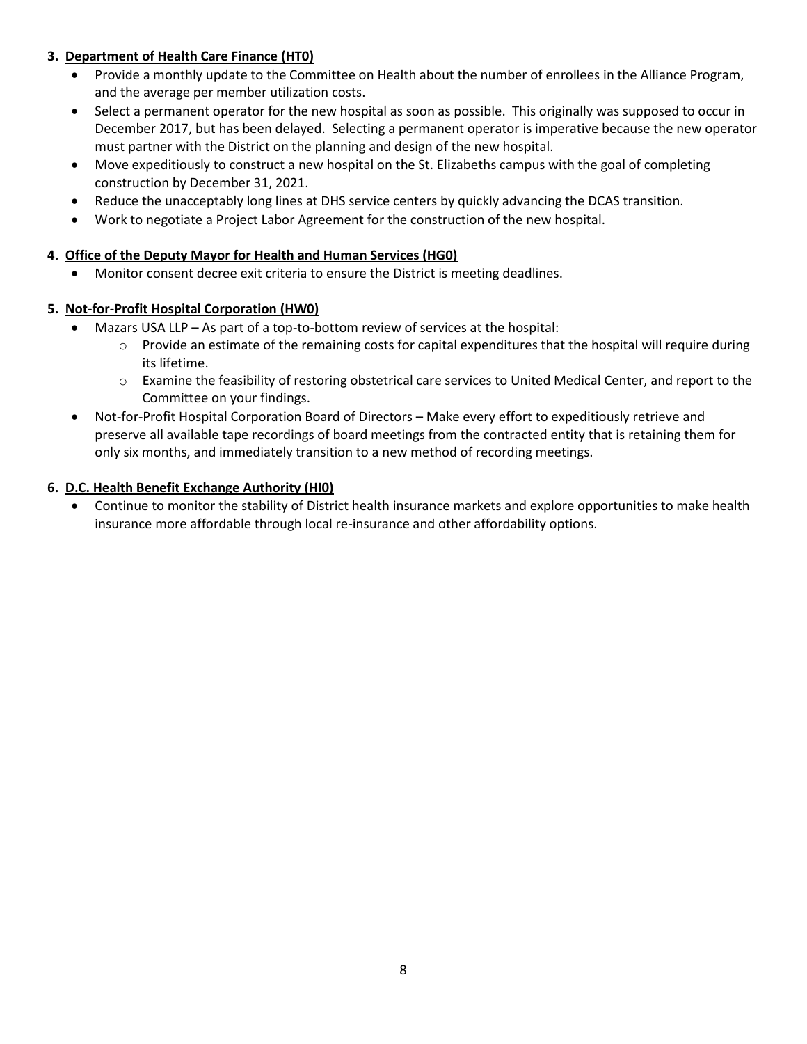3. **<u>Department of Health Care Finance (HT0)</u>**
   - Provide a monthly update to the Committee on Health about the number of enrollees in the Alliance Program, and the average per member utilization costs.
   - Select a permanent operator for the new hospital as soon as possible. This originally was supposed to occur in December 2017, but has been delayed. Selecting a permanent operator is imperative because the new operator must partner with the District on the planning and design of the new hospital.
   - Move expeditiously to construct a new hospital on the St. Elizabeths campus with the goal of completing construction by December 31, 2021.
   - Reduce the unacceptably long lines at DHS service centers by quickly advancing the DCAS transition.
   - Work to negotiate a Project Labor Agreement for the construction of the new hospital.

4. **<u>Office of the Deputy Mayor for Health and Human Services (HG0)</u>**
   - Monitor consent decree exit criteria to ensure the District is meeting deadlines.

5. **<u>Not-for-Profit Hospital Corporation (HW0)</u>**
   - Mazars USA LLP – As part of a top-to-bottom review of services at the hospital:
     - Provide an estimate of the remaining costs for capital expenditures that the hospital will require during its lifetime.
     - Examine the feasibility of restoring obstetrical care services to United Medical Center, and report to the Committee on your findings.
   - Not-for-Profit Hospital Corporation Board of Directors – Make every effort to expeditiously retrieve and preserve all available tape recordings of board meetings from the contracted entity that is retaining them for only six months, and immediately transition to a new method of recording meetings.

6. **<u>D.C. Health Benefit Exchange Authority (HI0)</u>**
   - Continue to monitor the stability of District health insurance markets and explore opportunities to make health insurance more affordable through local re-insurance and other affordability options.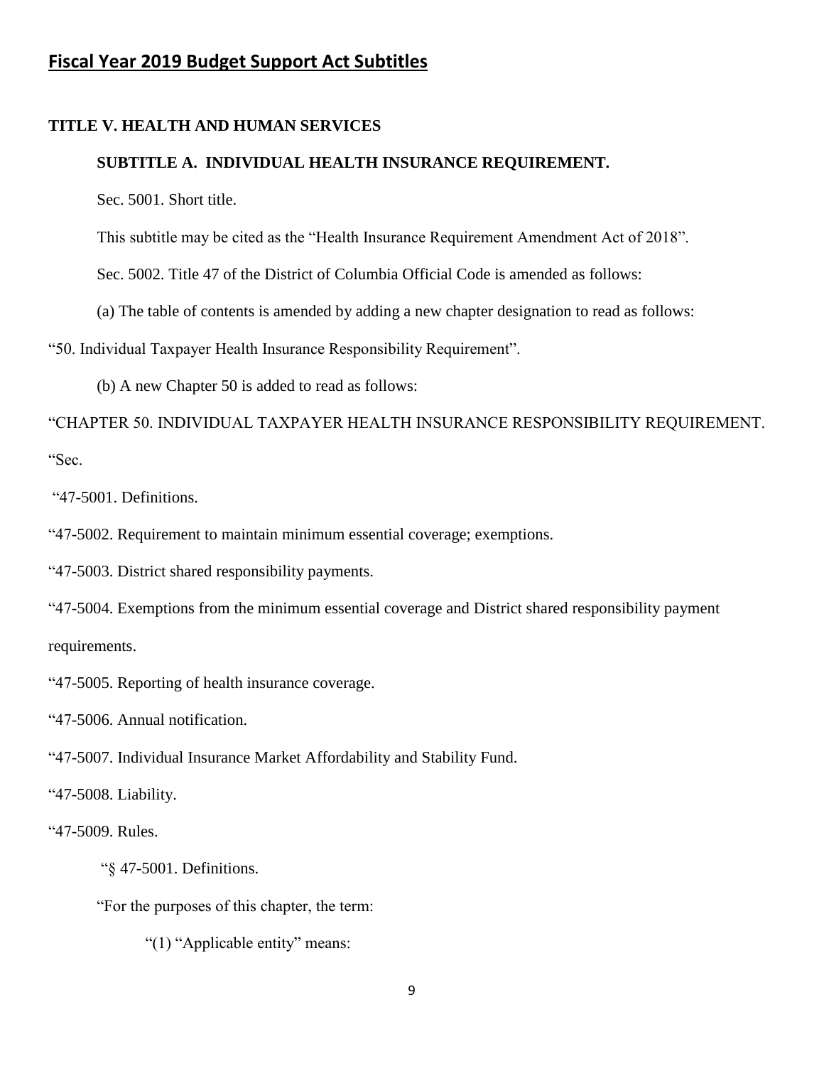## Fiscal Year 2019 Budget Support Act Subtitles

**TITLE V. HEALTH AND HUMAN SERVICES**

**SUBTITLE A. INDIVIDUAL HEALTH INSURANCE REQUIREMENT.**

Sec. 5001. Short title.

This subtitle may be cited as the "Health Insurance Requirement Amendment Act of 2018".

Sec. 5002. Title 47 of the District of Columbia Official Code is amended as follows:

(a) The table of contents is amended by adding a new chapter designation to read as follows:

"50. Individual Taxpayer Health Insurance Responsibility Requirement".

(b) A new Chapter 50 is added to read as follows:

"CHAPTER 50. INDIVIDUAL TAXPAYER HEALTH INSURANCE RESPONSIBILITY REQUIREMENT.

"Sec.

"47-5001. Definitions.

"47-5002. Requirement to maintain minimum essential coverage; exemptions.

"47-5003. District shared responsibility payments.

"47-5004. Exemptions from the minimum essential coverage and District shared responsibility payment requirements.

"47-5005. Reporting of health insurance coverage.

"47-5006. Annual notification.

"47-5007. Individual Insurance Market Affordability and Stability Fund.

"47-5008. Liability.

"47-5009. Rules.

"§ 47-5001. Definitions.

"For the purposes of this chapter, the term:

"(1) "Applicable entity" means: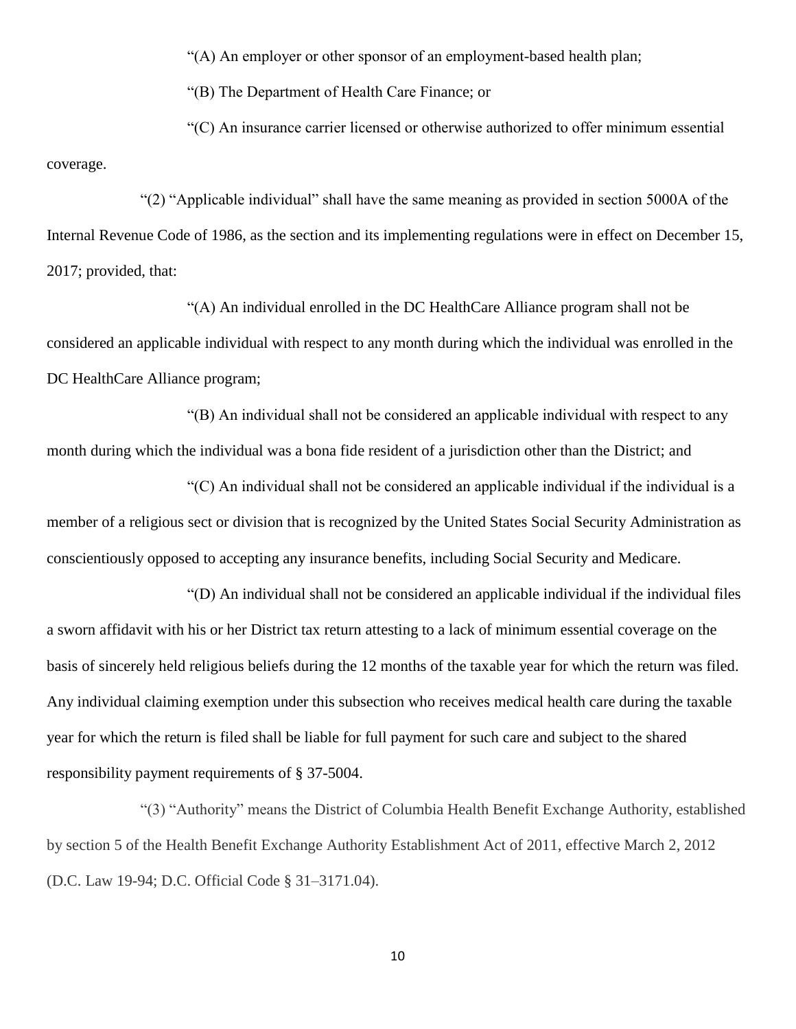"(A) An employer or other sponsor of an employment-based health plan;

"(B) The Department of Health Care Finance; or

"(C) An insurance carrier licensed or otherwise authorized to offer minimum essential coverage.

"(2) "Applicable individual" shall have the same meaning as provided in section 5000A of the Internal Revenue Code of 1986, as the section and its implementing regulations were in effect on December 15, 2017; provided, that:

"(A) An individual enrolled in the DC HealthCare Alliance program shall not be considered an applicable individual with respect to any month during which the individual was enrolled in the DC HealthCare Alliance program;

"(B) An individual shall not be considered an applicable individual with respect to any month during which the individual was a bona fide resident of a jurisdiction other than the District; and

"(C) An individual shall not be considered an applicable individual if the individual is a member of a religious sect or division that is recognized by the United States Social Security Administration as conscientiously opposed to accepting any insurance benefits, including Social Security and Medicare.

"(D) An individual shall not be considered an applicable individual if the individual files a sworn affidavit with his or her District tax return attesting to a lack of minimum essential coverage on the basis of sincerely held religious beliefs during the 12 months of the taxable year for which the return was filed. Any individual claiming exemption under this subsection who receives medical health care during the taxable year for which the return is filed shall be liable for full payment for such care and subject to the shared responsibility payment requirements of § 37-5004.

"(3) "Authority" means the District of Columbia Health Benefit Exchange Authority, established by section 5 of the Health Benefit Exchange Authority Establishment Act of 2011, effective March 2, 2012 (D.C. Law 19-94; D.C. Official Code § 31–3171.04).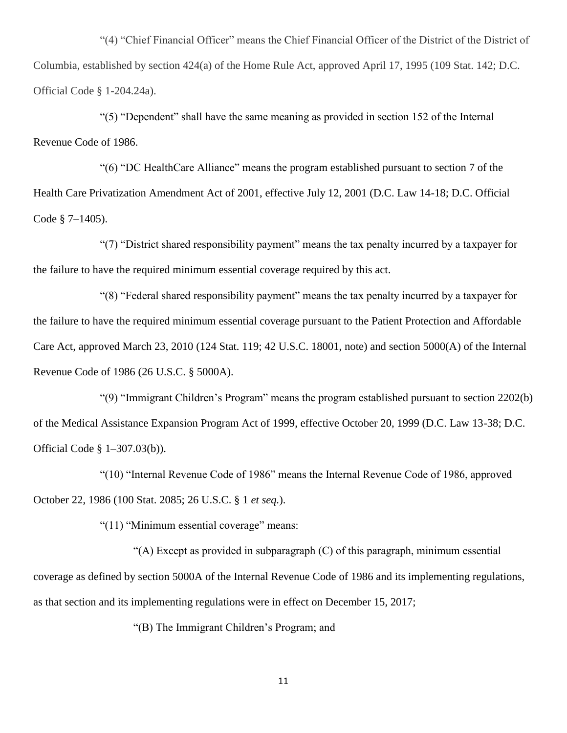"(4) "Chief Financial Officer" means the Chief Financial Officer of the District of the District of Columbia, established by section 424(a) of the Home Rule Act, approved April 17, 1995 (109 Stat. 142; D.C. Official Code § 1-204.24a).

"(5) "Dependent" shall have the same meaning as provided in section 152 of the Internal Revenue Code of 1986.

"(6) "DC HealthCare Alliance" means the program established pursuant to section 7 of the Health Care Privatization Amendment Act of 2001, effective July 12, 2001 (D.C. Law 14-18; D.C. Official Code § 7–1405).

"(7) "District shared responsibility payment" means the tax penalty incurred by a taxpayer for the failure to have the required minimum essential coverage required by this act.

"(8) "Federal shared responsibility payment" means the tax penalty incurred by a taxpayer for the failure to have the required minimum essential coverage pursuant to the Patient Protection and Affordable Care Act, approved March 23, 2010 (124 Stat. 119; 42 U.S.C. 18001, note) and section 5000(A) of the Internal Revenue Code of 1986 (26 U.S.C. § 5000A).

"(9) "Immigrant Children's Program" means the program established pursuant to section 2202(b) of the Medical Assistance Expansion Program Act of 1999, effective October 20, 1999 (D.C. Law 13-38; D.C. Official Code § 1–307.03(b)).

"(10) "Internal Revenue Code of 1986" means the Internal Revenue Code of 1986, approved October 22, 1986 (100 Stat. 2085; 26 U.S.C. § 1 *et seq.*).

"(11) "Minimum essential coverage" means:

"(A) Except as provided in subparagraph (C) of this paragraph, minimum essential coverage as defined by section 5000A of the Internal Revenue Code of 1986 and its implementing regulations, as that section and its implementing regulations were in effect on December 15, 2017;

"(B) The Immigrant Children's Program; and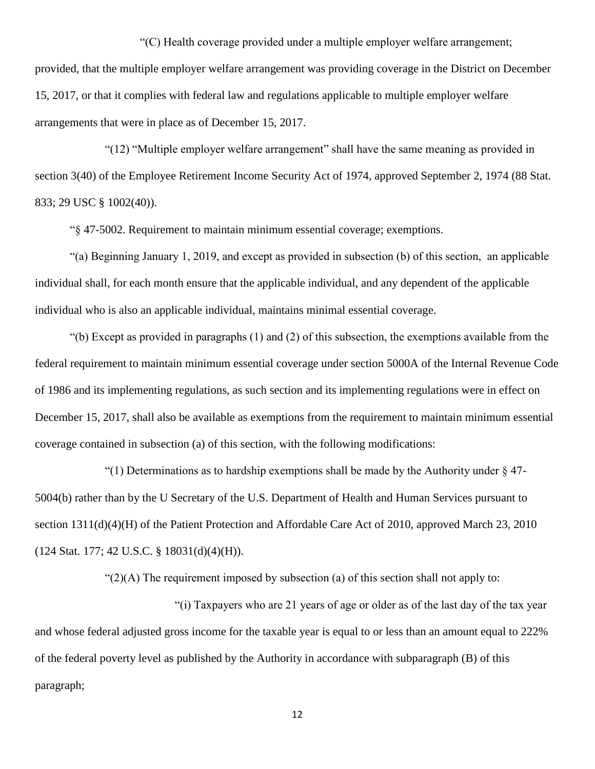"(C) Health coverage provided under a multiple employer welfare arrangement; provided, that the multiple employer welfare arrangement was providing coverage in the District on December 15, 2017, or that it complies with federal law and regulations applicable to multiple employer welfare arrangements that were in place as of December 15, 2017.

"(12) "Multiple employer welfare arrangement" shall have the same meaning as provided in section 3(40) of the Employee Retirement Income Security Act of 1974, approved September 2, 1974 (88 Stat. 833; 29 USC § 1002(40)).

"§ 47-5002. Requirement to maintain minimum essential coverage; exemptions.

"(a) Beginning January 1, 2019, and except as provided in subsection (b) of this section, an applicable individual shall, for each month ensure that the applicable individual, and any dependent of the applicable individual who is also an applicable individual, maintains minimal essential coverage.

"(b) Except as provided in paragraphs (1) and (2) of this subsection, the exemptions available from the federal requirement to maintain minimum essential coverage under section 5000A of the Internal Revenue Code of 1986 and its implementing regulations, as such section and its implementing regulations were in effect on December 15, 2017, shall also be available as exemptions from the requirement to maintain minimum essential coverage contained in subsection (a) of this section, with the following modifications:

"(1) Determinations as to hardship exemptions shall be made by the Authority under § 47-5004(b) rather than by the U Secretary of the U.S. Department of Health and Human Services pursuant to section 1311(d)(4)(H) of the Patient Protection and Affordable Care Act of 2010, approved March 23, 2010 (124 Stat. 177; 42 U.S.C. § 18031(d)(4)(H)).

"(2)(A) The requirement imposed by subsection (a) of this section shall not apply to:

"(i) Taxpayers who are 21 years of age or older as of the last day of the tax year and whose federal adjusted gross income for the taxable year is equal to or less than an amount equal to 222% of the federal poverty level as published by the Authority in accordance with subparagraph (B) of this paragraph;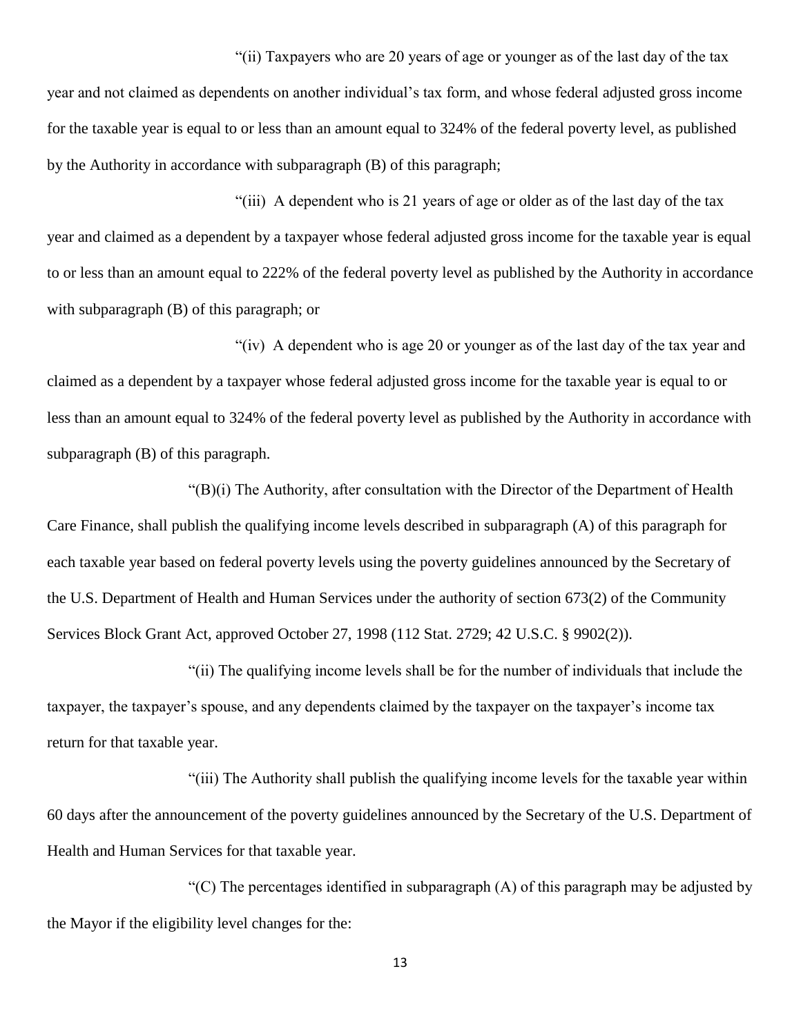"(ii) Taxpayers who are 20 years of age or younger as of the last day of the tax year and not claimed as dependents on another individual's tax form, and whose federal adjusted gross income for the taxable year is equal to or less than an amount equal to 324% of the federal poverty level, as published by the Authority in accordance with subparagraph (B) of this paragraph;

"(iii) A dependent who is 21 years of age or older as of the last day of the tax year and claimed as a dependent by a taxpayer whose federal adjusted gross income for the taxable year is equal to or less than an amount equal to 222% of the federal poverty level as published by the Authority in accordance with subparagraph (B) of this paragraph; or

"(iv) A dependent who is age 20 or younger as of the last day of the tax year and claimed as a dependent by a taxpayer whose federal adjusted gross income for the taxable year is equal to or less than an amount equal to 324% of the federal poverty level as published by the Authority in accordance with subparagraph (B) of this paragraph.

"(B)(i) The Authority, after consultation with the Director of the Department of Health Care Finance, shall publish the qualifying income levels described in subparagraph (A) of this paragraph for each taxable year based on federal poverty levels using the poverty guidelines announced by the Secretary of the U.S. Department of Health and Human Services under the authority of section 673(2) of the Community Services Block Grant Act, approved October 27, 1998 (112 Stat. 2729; 42 U.S.C. § 9902(2)).

"(ii) The qualifying income levels shall be for the number of individuals that include the taxpayer, the taxpayer's spouse, and any dependents claimed by the taxpayer on the taxpayer's income tax return for that taxable year.

"(iii) The Authority shall publish the qualifying income levels for the taxable year within 60 days after the announcement of the poverty guidelines announced by the Secretary of the U.S. Department of Health and Human Services for that taxable year.

"(C) The percentages identified in subparagraph (A) of this paragraph may be adjusted by the Mayor if the eligibility level changes for the: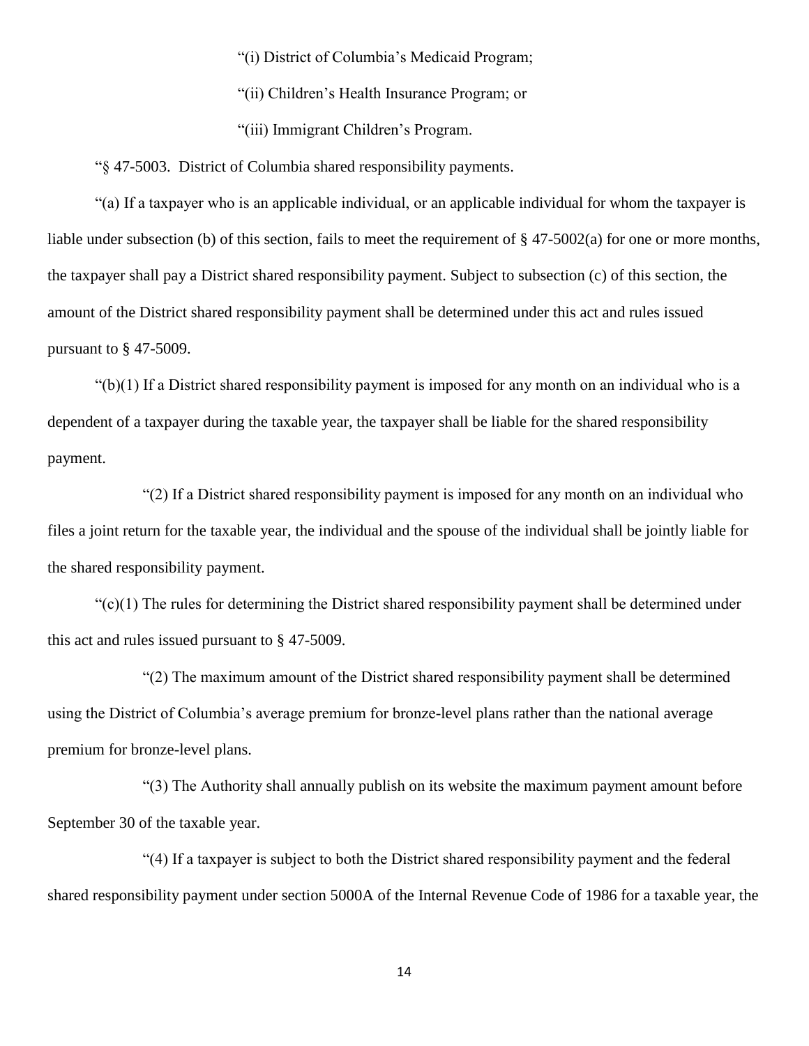"(i) District of Columbia's Medicaid Program;

"(ii) Children's Health Insurance Program; or

"(iii) Immigrant Children's Program.

"§ 47-5003. District of Columbia shared responsibility payments.

"(a) If a taxpayer who is an applicable individual, or an applicable individual for whom the taxpayer is liable under subsection (b) of this section, fails to meet the requirement of § 47-5002(a) for one or more months, the taxpayer shall pay a District shared responsibility payment. Subject to subsection (c) of this section, the amount of the District shared responsibility payment shall be determined under this act and rules issued pursuant to § 47-5009.

"(b)(1) If a District shared responsibility payment is imposed for any month on an individual who is a dependent of a taxpayer during the taxable year, the taxpayer shall be liable for the shared responsibility payment.

"(2) If a District shared responsibility payment is imposed for any month on an individual who files a joint return for the taxable year, the individual and the spouse of the individual shall be jointly liable for the shared responsibility payment.

"(c)(1) The rules for determining the District shared responsibility payment shall be determined under this act and rules issued pursuant to § 47-5009.

"(2) The maximum amount of the District shared responsibility payment shall be determined using the District of Columbia's average premium for bronze-level plans rather than the national average premium for bronze-level plans.

"(3) The Authority shall annually publish on its website the maximum payment amount before September 30 of the taxable year.

"(4) If a taxpayer is subject to both the District shared responsibility payment and the federal shared responsibility payment under section 5000A of the Internal Revenue Code of 1986 for a taxable year, the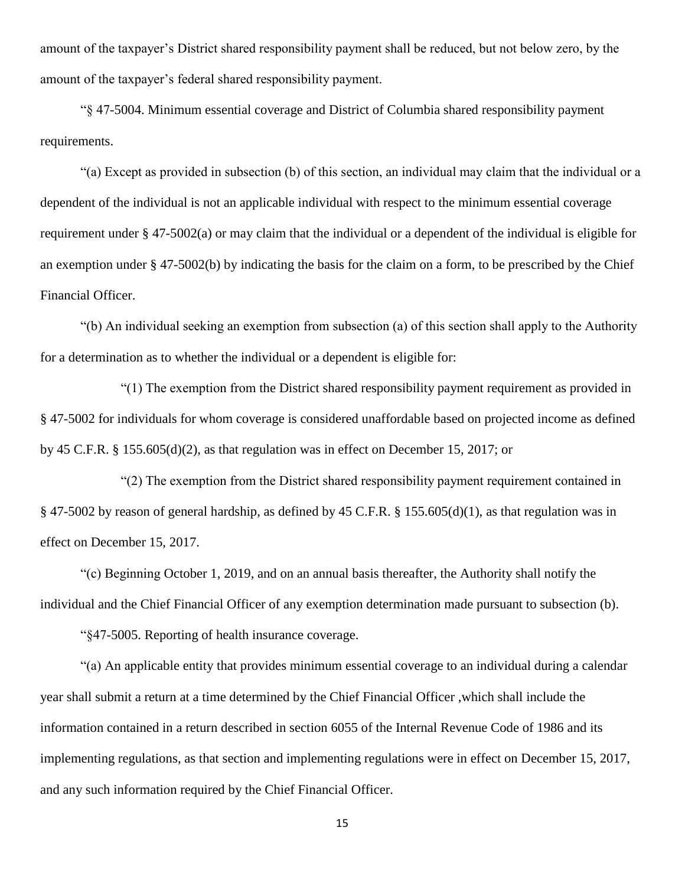amount of the taxpayer's District shared responsibility payment shall be reduced, but not below zero, by the amount of the taxpayer's federal shared responsibility payment.

"§ 47-5004. Minimum essential coverage and District of Columbia shared responsibility payment requirements.

"(a) Except as provided in subsection (b) of this section, an individual may claim that the individual or a dependent of the individual is not an applicable individual with respect to the minimum essential coverage requirement under § 47-5002(a) or may claim that the individual or a dependent of the individual is eligible for an exemption under § 47-5002(b) by indicating the basis for the claim on a form, to be prescribed by the Chief Financial Officer.

"(b) An individual seeking an exemption from subsection (a) of this section shall apply to the Authority for a determination as to whether the individual or a dependent is eligible for:

"(1) The exemption from the District shared responsibility payment requirement as provided in § 47-5002 for individuals for whom coverage is considered unaffordable based on projected income as defined by 45 C.F.R. § 155.605(d)(2), as that regulation was in effect on December 15, 2017; or

"(2) The exemption from the District shared responsibility payment requirement contained in § 47-5002 by reason of general hardship, as defined by 45 C.F.R. § 155.605(d)(1), as that regulation was in effect on December 15, 2017.

"(c) Beginning October 1, 2019, and on an annual basis thereafter, the Authority shall notify the individual and the Chief Financial Officer of any exemption determination made pursuant to subsection (b).

"§47-5005. Reporting of health insurance coverage.

"(a) An applicable entity that provides minimum essential coverage to an individual during a calendar year shall submit a return at a time determined by the Chief Financial Officer ,which shall include the information contained in a return described in section 6055 of the Internal Revenue Code of 1986 and its implementing regulations, as that section and implementing regulations were in effect on December 15, 2017, and any such information required by the Chief Financial Officer.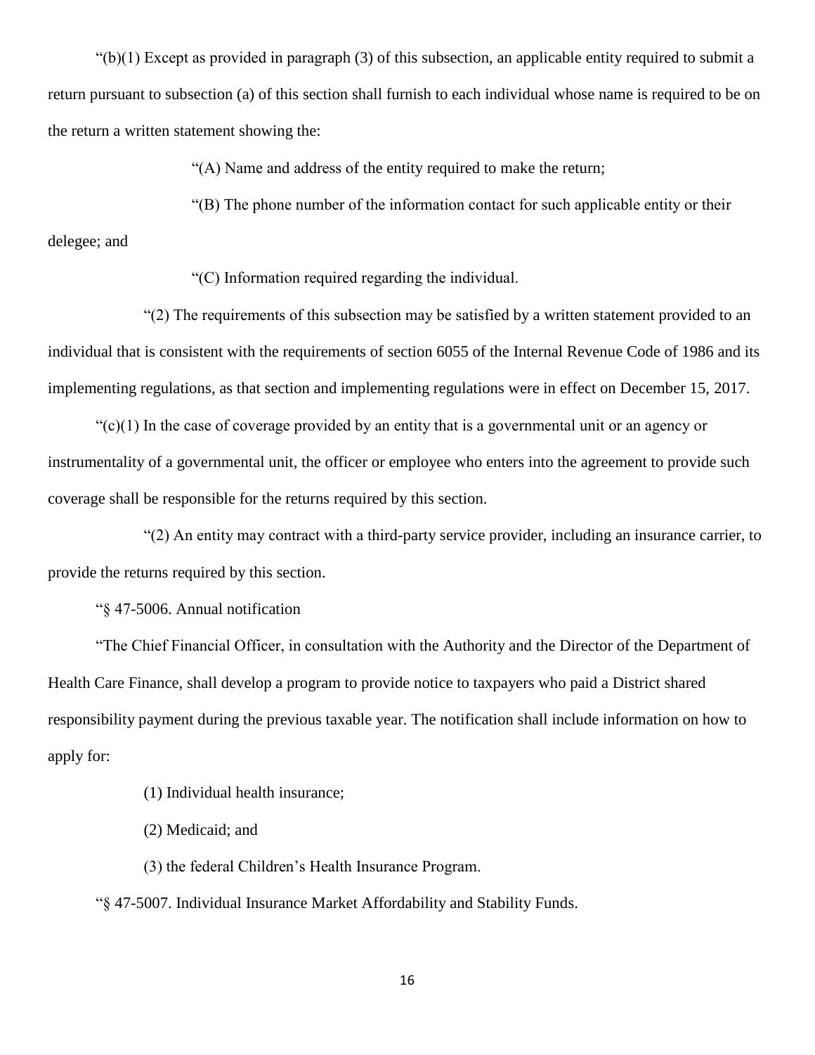"(b)(1) Except as provided in paragraph (3) of this subsection, an applicable entity required to submit a return pursuant to subsection (a) of this section shall furnish to each individual whose name is required to be on the return a written statement showing the:

"(A) Name and address of the entity required to make the return;

"(B) The phone number of the information contact for such applicable entity or their delegee; and

"(C) Information required regarding the individual.

"(2) The requirements of this subsection may be satisfied by a written statement provided to an individual that is consistent with the requirements of section 6055 of the Internal Revenue Code of 1986 and its implementing regulations, as that section and implementing regulations were in effect on December 15, 2017.

"(c)(1) In the case of coverage provided by an entity that is a governmental unit or an agency or instrumentality of a governmental unit, the officer or employee who enters into the agreement to provide such coverage shall be responsible for the returns required by this section.

"(2) An entity may contract with a third-party service provider, including an insurance carrier, to provide the returns required by this section.

"§ 47-5006. Annual notification

"The Chief Financial Officer, in consultation with the Authority and the Director of the Department of Health Care Finance, shall develop a program to provide notice to taxpayers who paid a District shared responsibility payment during the previous taxable year. The notification shall include information on how to apply for:

(1) Individual health insurance;

(2) Medicaid; and

(3) the federal Children's Health Insurance Program.

"§ 47-5007. Individual Insurance Market Affordability and Stability Funds.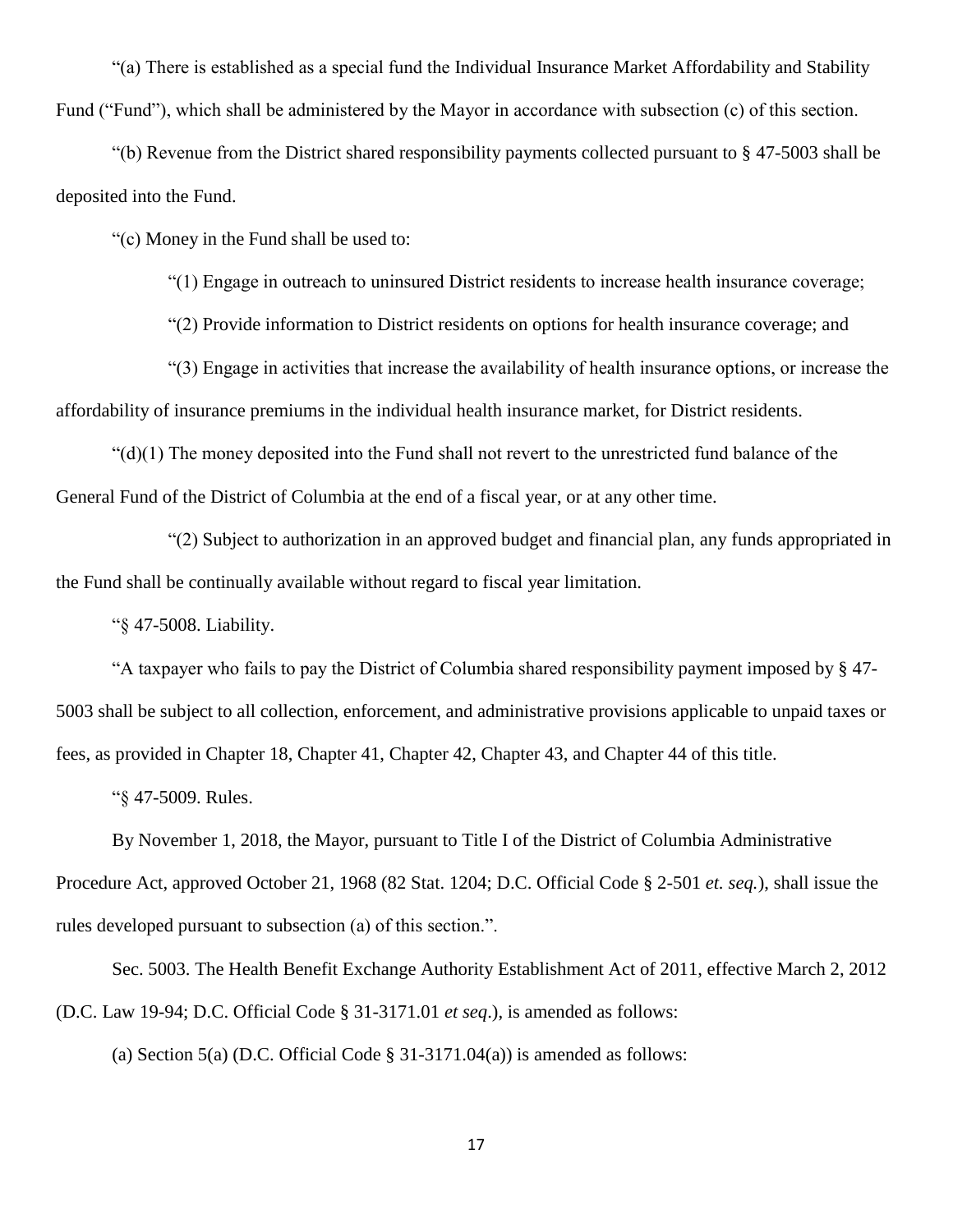"(a) There is established as a special fund the Individual Insurance Market Affordability and Stability Fund ("Fund"), which shall be administered by the Mayor in accordance with subsection (c) of this section.

"(b) Revenue from the District shared responsibility payments collected pursuant to § 47-5003 shall be deposited into the Fund.

"(c) Money in the Fund shall be used to:

"(1) Engage in outreach to uninsured District residents to increase health insurance coverage;

"(2) Provide information to District residents on options for health insurance coverage; and

"(3) Engage in activities that increase the availability of health insurance options, or increase the affordability of insurance premiums in the individual health insurance market, for District residents.

"(d)(1) The money deposited into the Fund shall not revert to the unrestricted fund balance of the General Fund of the District of Columbia at the end of a fiscal year, or at any other time.

"(2) Subject to authorization in an approved budget and financial plan, any funds appropriated in the Fund shall be continually available without regard to fiscal year limitation.

"§ 47-5008. Liability.

"A taxpayer who fails to pay the District of Columbia shared responsibility payment imposed by § 47-5003 shall be subject to all collection, enforcement, and administrative provisions applicable to unpaid taxes or fees, as provided in Chapter 18, Chapter 41, Chapter 42, Chapter 43, and Chapter 44 of this title.

"§ 47-5009. Rules.

By November 1, 2018, the Mayor, pursuant to Title I of the District of Columbia Administrative Procedure Act, approved October 21, 1968 (82 Stat. 1204; D.C. Official Code § 2-501 *et. seq.*), shall issue the rules developed pursuant to subsection (a) of this section.".

Sec. 5003. The Health Benefit Exchange Authority Establishment Act of 2011, effective March 2, 2012 (D.C. Law 19-94; D.C. Official Code § 31-3171.01 *et seq*.), is amended as follows:

(a) Section 5(a) (D.C. Official Code § 31-3171.04(a)) is amended as follows: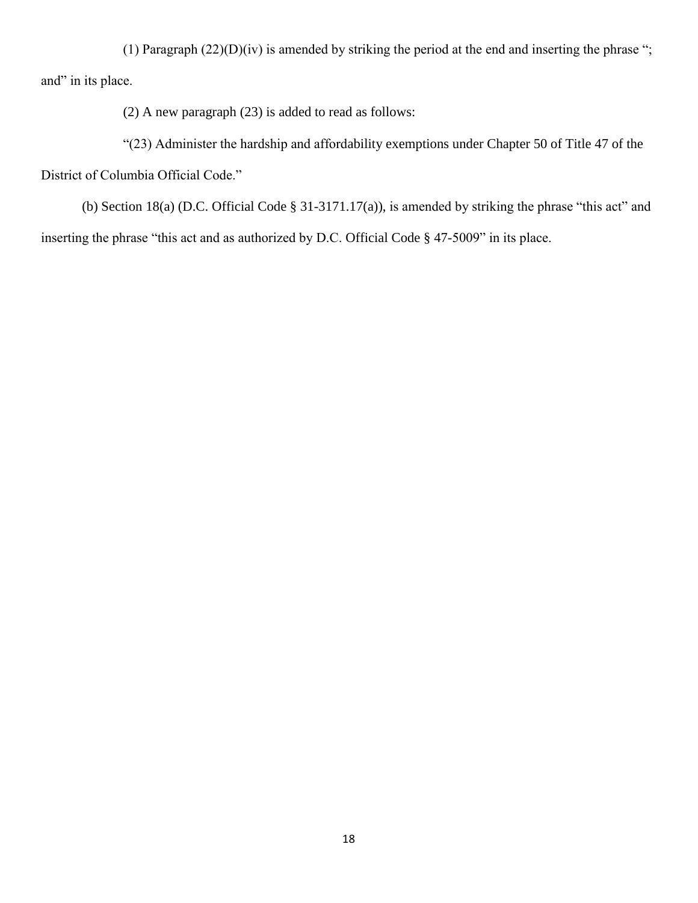(1) Paragraph (22)(D)(iv) is amended by striking the period at the end and inserting the phrase "; and" in its place.

(2) A new paragraph (23) is added to read as follows:

"(23) Administer the hardship and affordability exemptions under Chapter 50 of Title 47 of the District of Columbia Official Code."

(b) Section 18(a) (D.C. Official Code § 31-3171.17(a)), is amended by striking the phrase "this act" and inserting the phrase "this act and as authorized by D.C. Official Code § 47-5009" in its place.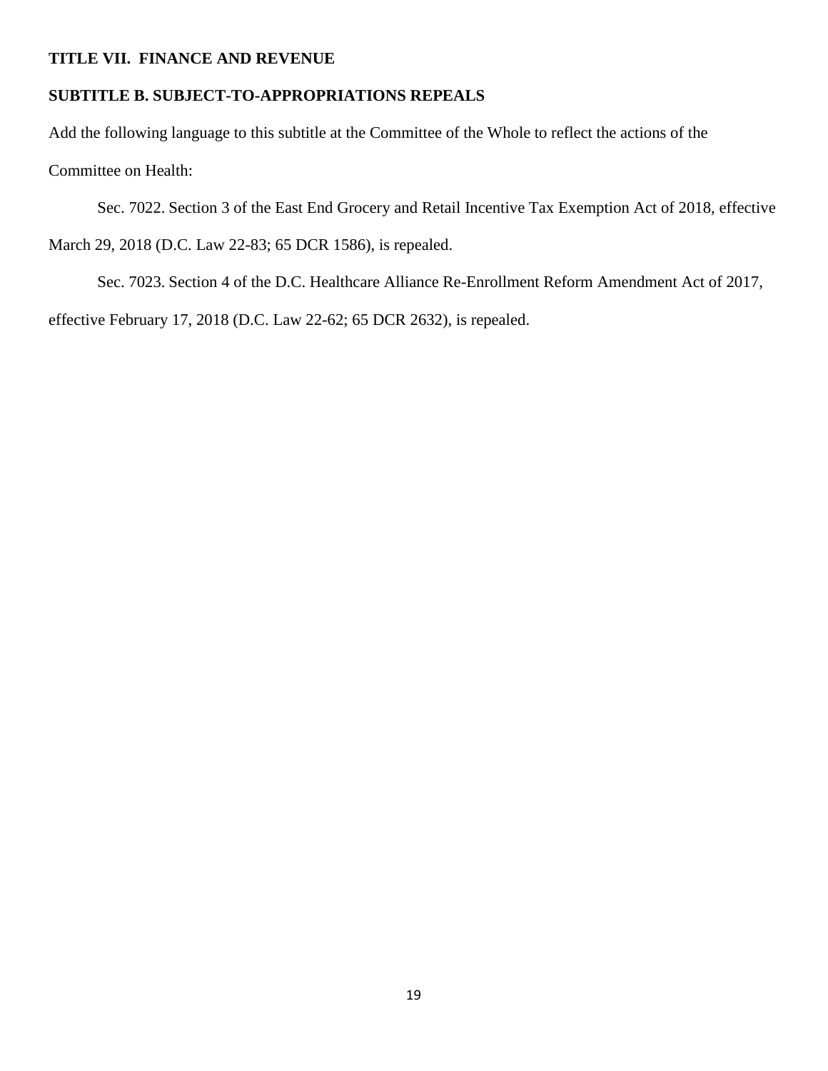**TITLE VII. FINANCE AND REVENUE**

**SUBTITLE B. SUBJECT-TO-APPROPRIATIONS REPEALS**

Add the following language to this subtitle at the Committee of the Whole to reflect the actions of the Committee on Health:

Sec. 7022. Section 3 of the East End Grocery and Retail Incentive Tax Exemption Act of 2018, effective March 29, 2018 (D.C. Law 22-83; 65 DCR 1586), is repealed.

Sec. 7023. Section 4 of the D.C. Healthcare Alliance Re-Enrollment Reform Amendment Act of 2017, effective February 17, 2018 (D.C. Law 22-62; 65 DCR 2632), is repealed.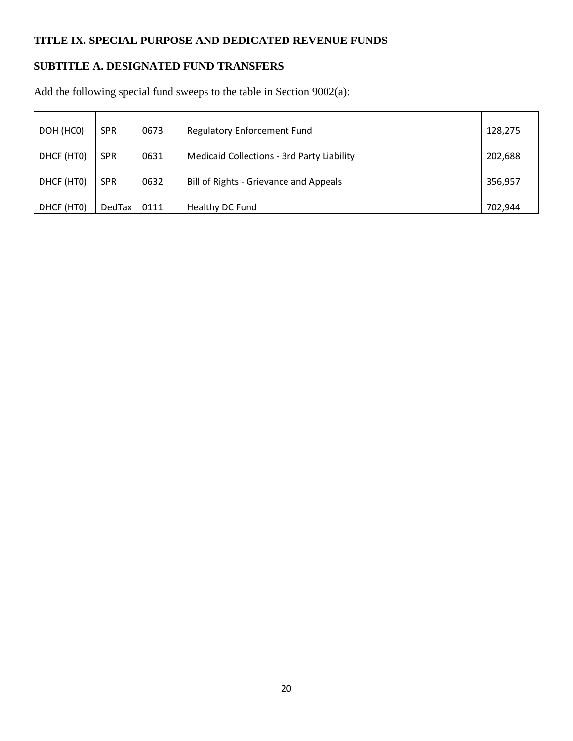**TITLE IX. SPECIAL PURPOSE AND DEDICATED REVENUE FUNDS**

**SUBTITLE A. DESIGNATED FUND TRANSFERS**

Add the following special fund sweeps to the table in Section 9002(a):

| | | | | |
|---|---|---|---|---|
| DOH (HC0) | SPR | 0673 | Regulatory Enforcement Fund | 128,275 |
| DHCF (HT0) | SPR | 0631 | Medicaid Collections - 3rd Party Liability | 202,688 |
| DHCF (HT0) | SPR | 0632 | Bill of Rights - Grievance and Appeals | 356,957 |
| DHCF (HT0) | DedTax | 0111 | Healthy DC Fund | 702,944 |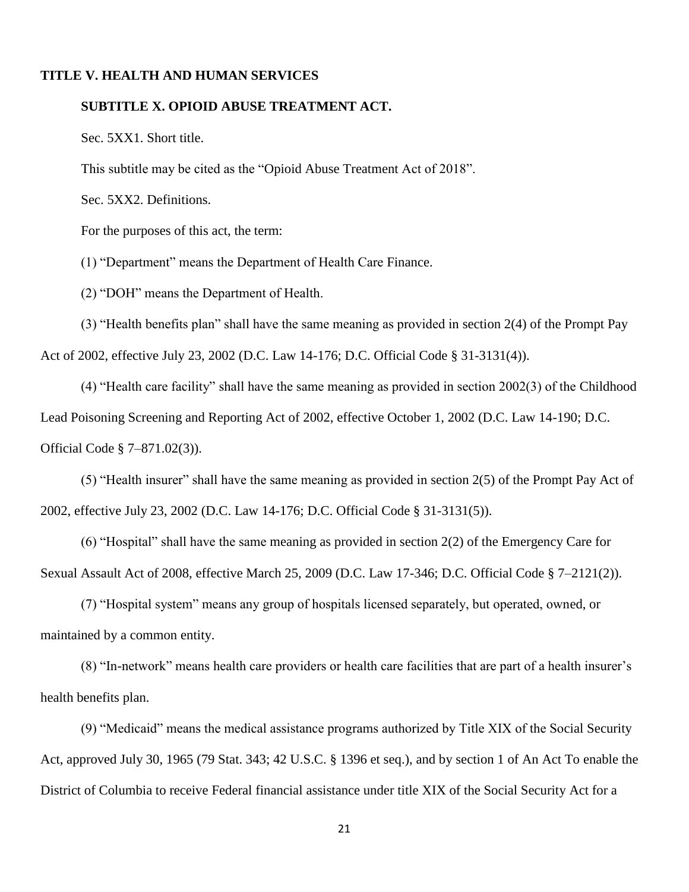**TITLE V. HEALTH AND HUMAN SERVICES**

**SUBTITLE X. OPIOID ABUSE TREATMENT ACT.**

Sec. 5XX1. Short title.

This subtitle may be cited as the "Opioid Abuse Treatment Act of 2018".

Sec. 5XX2. Definitions.

For the purposes of this act, the term:

(1) "Department" means the Department of Health Care Finance.

(2) "DOH" means the Department of Health.

(3) "Health benefits plan" shall have the same meaning as provided in section 2(4) of the Prompt Pay Act of 2002, effective July 23, 2002 (D.C. Law 14-176; D.C. Official Code § 31-3131(4)).

(4) "Health care facility" shall have the same meaning as provided in section 2002(3) of the Childhood Lead Poisoning Screening and Reporting Act of 2002, effective October 1, 2002 (D.C. Law 14-190; D.C. Official Code § 7–871.02(3)).

(5) "Health insurer" shall have the same meaning as provided in section 2(5) of the Prompt Pay Act of 2002, effective July 23, 2002 (D.C. Law 14-176; D.C. Official Code § 31-3131(5)).

(6) "Hospital" shall have the same meaning as provided in section 2(2) of the Emergency Care for Sexual Assault Act of 2008, effective March 25, 2009 (D.C. Law 17-346; D.C. Official Code § 7–2121(2)).

(7) "Hospital system" means any group of hospitals licensed separately, but operated, owned, or maintained by a common entity.

(8) "In-network" means health care providers or health care facilities that are part of a health insurer's health benefits plan.

(9) "Medicaid" means the medical assistance programs authorized by Title XIX of the Social Security Act, approved July 30, 1965 (79 Stat. 343; 42 U.S.C. § 1396 et seq.), and by section 1 of An Act To enable the District of Columbia to receive Federal financial assistance under title XIX of the Social Security Act for a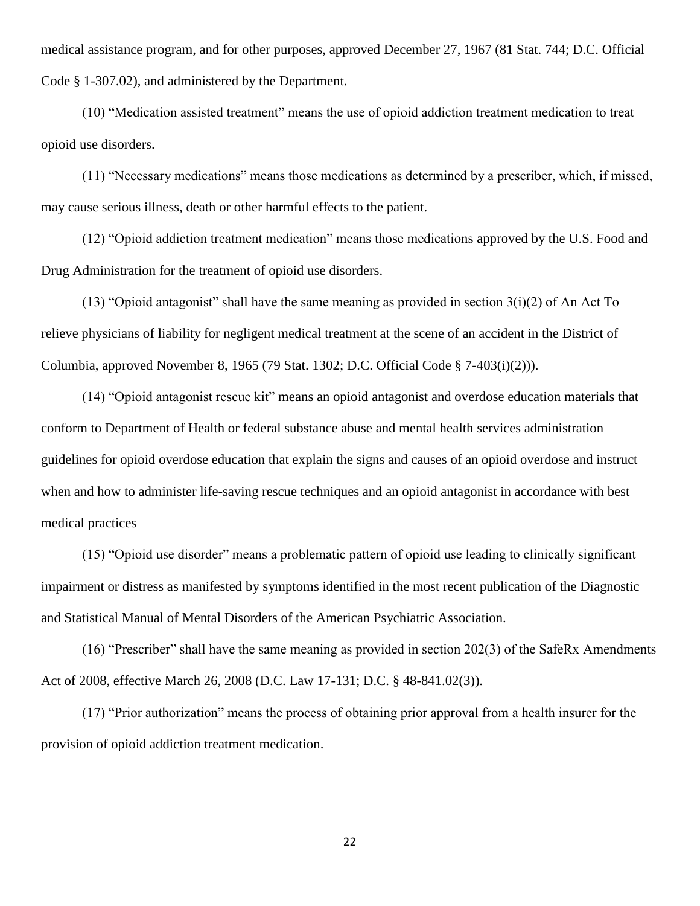medical assistance program, and for other purposes, approved December 27, 1967 (81 Stat. 744; D.C. Official Code § 1-307.02), and administered by the Department.

(10) "Medication assisted treatment" means the use of opioid addiction treatment medication to treat opioid use disorders.

(11) "Necessary medications" means those medications as determined by a prescriber, which, if missed, may cause serious illness, death or other harmful effects to the patient.

(12) "Opioid addiction treatment medication" means those medications approved by the U.S. Food and Drug Administration for the treatment of opioid use disorders.

(13) "Opioid antagonist" shall have the same meaning as provided in section 3(i)(2) of An Act To relieve physicians of liability for negligent medical treatment at the scene of an accident in the District of Columbia, approved November 8, 1965 (79 Stat. 1302; D.C. Official Code § 7-403(i)(2))).

(14) "Opioid antagonist rescue kit" means an opioid antagonist and overdose education materials that conform to Department of Health or federal substance abuse and mental health services administration guidelines for opioid overdose education that explain the signs and causes of an opioid overdose and instruct when and how to administer life-saving rescue techniques and an opioid antagonist in accordance with best medical practices

(15) "Opioid use disorder" means a problematic pattern of opioid use leading to clinically significant impairment or distress as manifested by symptoms identified in the most recent publication of the Diagnostic and Statistical Manual of Mental Disorders of the American Psychiatric Association.

(16) "Prescriber" shall have the same meaning as provided in section 202(3) of the SafeRx Amendments Act of 2008, effective March 26, 2008 (D.C. Law 17-131; D.C. § 48-841.02(3)).

(17) "Prior authorization" means the process of obtaining prior approval from a health insurer for the provision of opioid addiction treatment medication.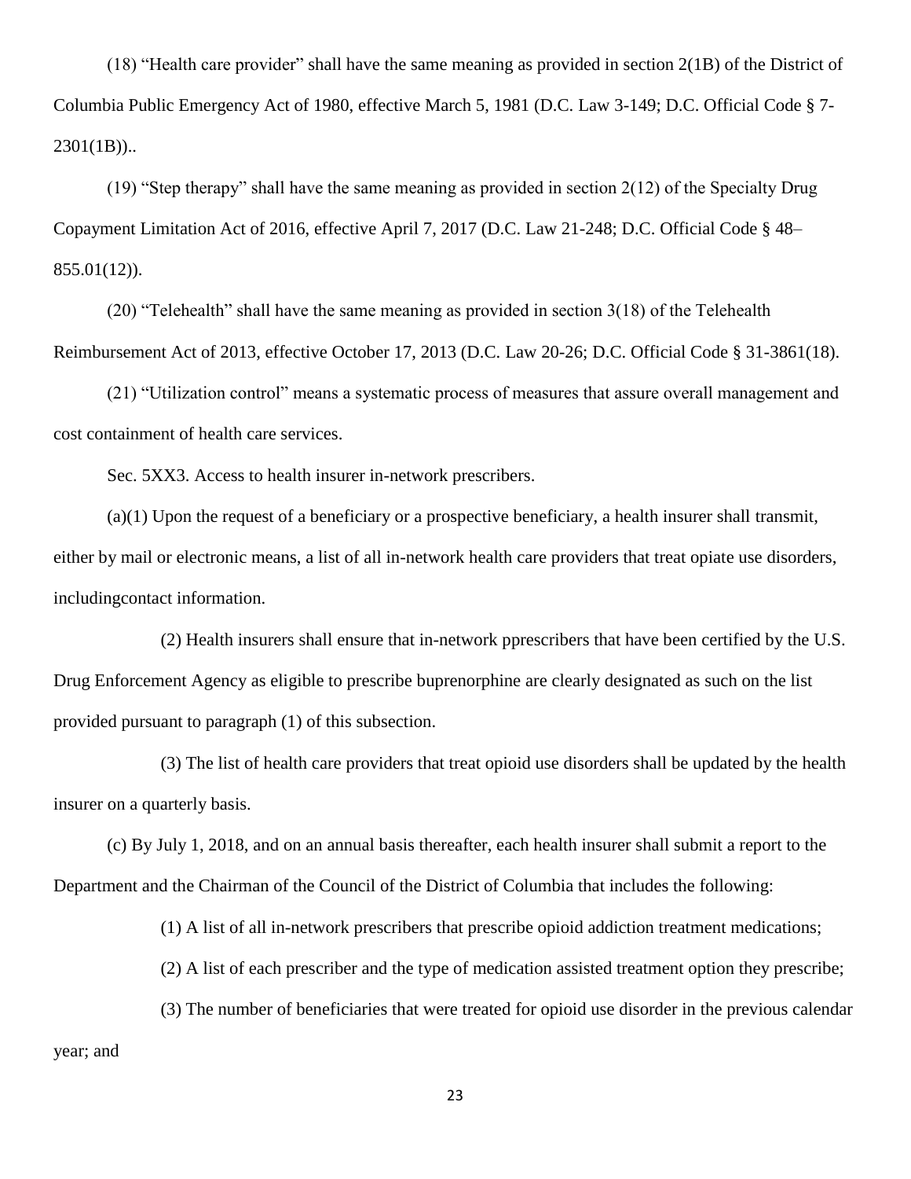(18) "Health care provider" shall have the same meaning as provided in section 2(1B) of the District of Columbia Public Emergency Act of 1980, effective March 5, 1981 (D.C. Law 3-149; D.C. Official Code § 7-2301(1B))..

(19) "Step therapy" shall have the same meaning as provided in section 2(12) of the Specialty Drug Copayment Limitation Act of 2016, effective April 7, 2017 (D.C. Law 21-248; D.C. Official Code § 48–855.01(12)).

(20) "Telehealth" shall have the same meaning as provided in section 3(18) of the Telehealth Reimbursement Act of 2013, effective October 17, 2013 (D.C. Law 20-26; D.C. Official Code § 31-3861(18).

(21) "Utilization control" means a systematic process of measures that assure overall management and cost containment of health care services.

Sec. 5XX3. Access to health insurer in-network prescribers.

(a)(1) Upon the request of a beneficiary or a prospective beneficiary, a health insurer shall transmit, either by mail or electronic means, a list of all in-network health care providers that treat opiate use disorders, includingcontact information.

(2) Health insurers shall ensure that in-network pprescribers that have been certified by the U.S. Drug Enforcement Agency as eligible to prescribe buprenorphine are clearly designated as such on the list provided pursuant to paragraph (1) of this subsection.

(3) The list of health care providers that treat opioid use disorders shall be updated by the health insurer on a quarterly basis.

(c) By July 1, 2018, and on an annual basis thereafter, each health insurer shall submit a report to the Department and the Chairman of the Council of the District of Columbia that includes the following:

(1) A list of all in-network prescribers that prescribe opioid addiction treatment medications;

(2) A list of each prescriber and the type of medication assisted treatment option they prescribe;

(3) The number of beneficiaries that were treated for opioid use disorder in the previous calendar year; and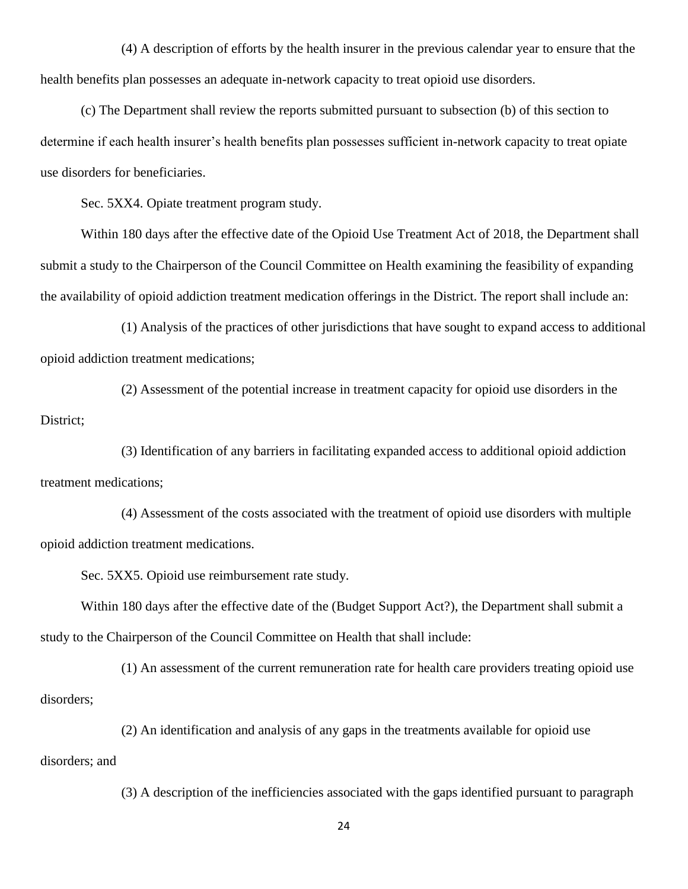(4) A description of efforts by the health insurer in the previous calendar year to ensure that the health benefits plan possesses an adequate in-network capacity to treat opioid use disorders.

(c) The Department shall review the reports submitted pursuant to subsection (b) of this section to determine if each health insurer's health benefits plan possesses sufficient in-network capacity to treat opiate use disorders for beneficiaries.

Sec. 5XX4. Opiate treatment program study.

Within 180 days after the effective date of the Opioid Use Treatment Act of 2018, the Department shall submit a study to the Chairperson of the Council Committee on Health examining the feasibility of expanding the availability of opioid addiction treatment medication offerings in the District. The report shall include an:

(1) Analysis of the practices of other jurisdictions that have sought to expand access to additional opioid addiction treatment medications;

(2) Assessment of the potential increase in treatment capacity for opioid use disorders in the District;

(3) Identification of any barriers in facilitating expanded access to additional opioid addiction treatment medications;

(4) Assessment of the costs associated with the treatment of opioid use disorders with multiple opioid addiction treatment medications.

Sec. 5XX5. Opioid use reimbursement rate study.

Within 180 days after the effective date of the (Budget Support Act?), the Department shall submit a study to the Chairperson of the Council Committee on Health that shall include:

(1) An assessment of the current remuneration rate for health care providers treating opioid use disorders;

(2) An identification and analysis of any gaps in the treatments available for opioid use disorders; and

(3) A description of the inefficiencies associated with the gaps identified pursuant to paragraph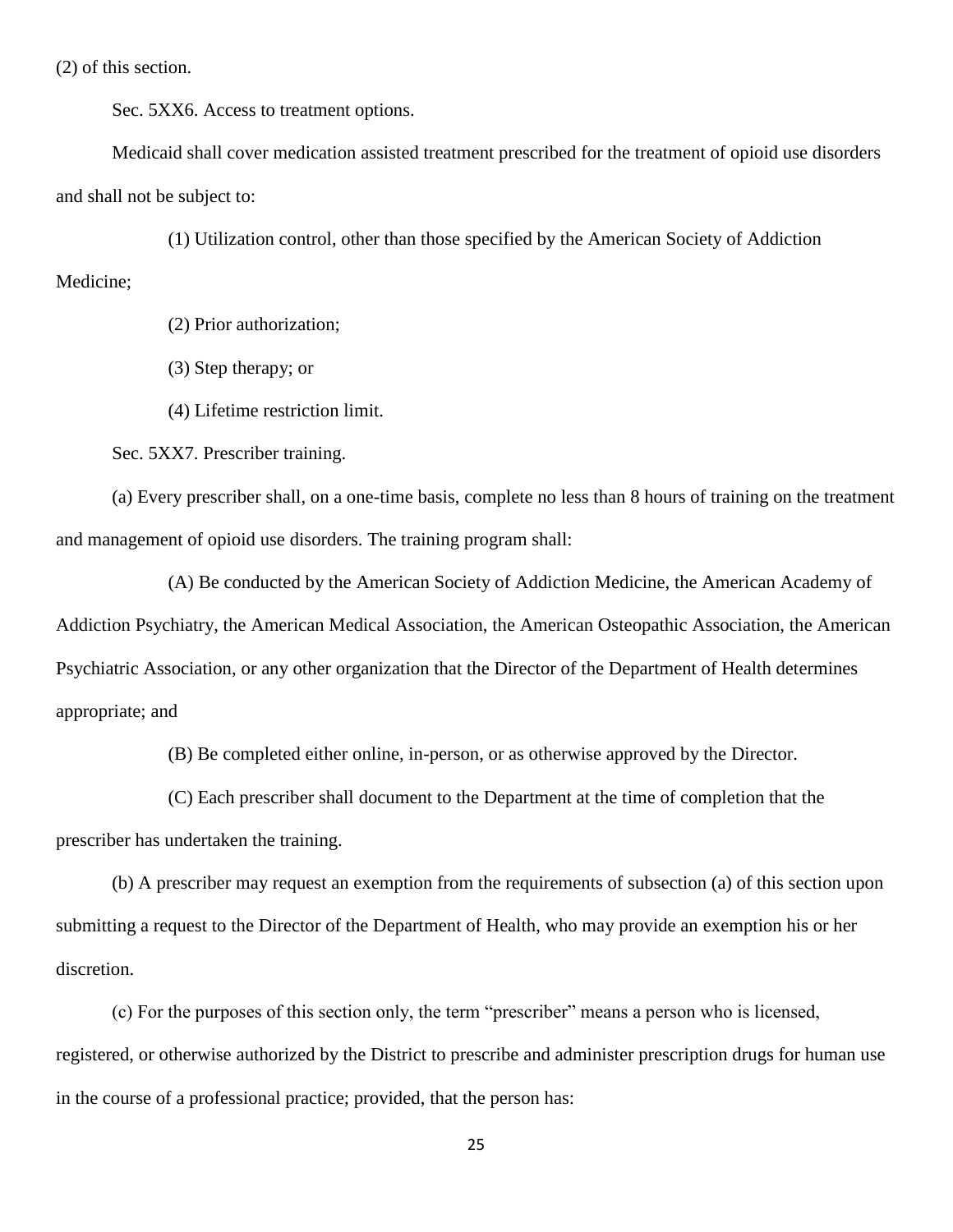(2) of this section.

Sec. 5XX6. Access to treatment options.

Medicaid shall cover medication assisted treatment prescribed for the treatment of opioid use disorders and shall not be subject to:

(1) Utilization control, other than those specified by the American Society of Addiction Medicine;

(2) Prior authorization;

(3) Step therapy; or

(4) Lifetime restriction limit.

Sec. 5XX7. Prescriber training.

(a) Every prescriber shall, on a one-time basis, complete no less than 8 hours of training on the treatment and management of opioid use disorders. The training program shall:

(A) Be conducted by the American Society of Addiction Medicine, the American Academy of Addiction Psychiatry, the American Medical Association, the American Osteopathic Association, the American Psychiatric Association, or any other organization that the Director of the Department of Health determines appropriate; and

(B) Be completed either online, in-person, or as otherwise approved by the Director.

(C) Each prescriber shall document to the Department at the time of completion that the prescriber has undertaken the training.

(b) A prescriber may request an exemption from the requirements of subsection (a) of this section upon submitting a request to the Director of the Department of Health, who may provide an exemption his or her discretion.

(c) For the purposes of this section only, the term "prescriber" means a person who is licensed, registered, or otherwise authorized by the District to prescribe and administer prescription drugs for human use in the course of a professional practice; provided, that the person has: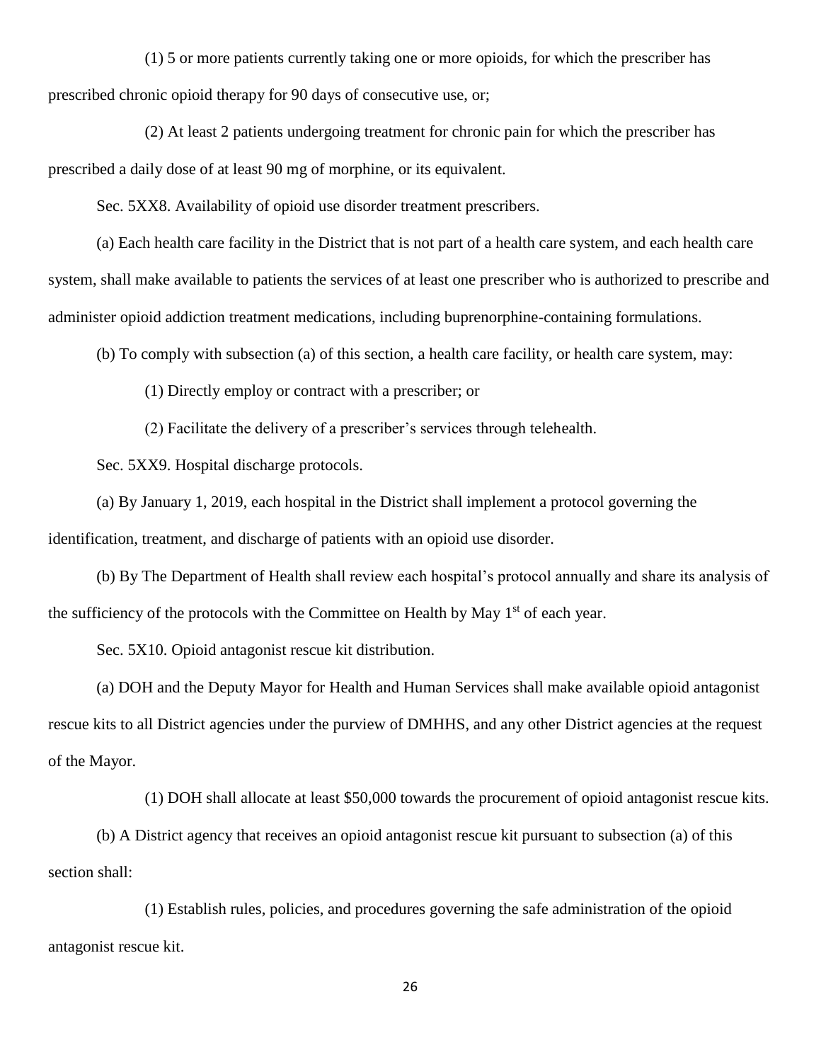(1) 5 or more patients currently taking one or more opioids, for which the prescriber has prescribed chronic opioid therapy for 90 days of consecutive use, or;

(2) At least 2 patients undergoing treatment for chronic pain for which the prescriber has prescribed a daily dose of at least 90 mg of morphine, or its equivalent.

Sec. 5XX8. Availability of opioid use disorder treatment prescribers.

(a) Each health care facility in the District that is not part of a health care system, and each health care system, shall make available to patients the services of at least one prescriber who is authorized to prescribe and administer opioid addiction treatment medications, including buprenorphine-containing formulations.

(b) To comply with subsection (a) of this section, a health care facility, or health care system, may:

(1) Directly employ or contract with a prescriber; or

(2) Facilitate the delivery of a prescriber's services through telehealth.

Sec. 5XX9. Hospital discharge protocols.

(a) By January 1, 2019, each hospital in the District shall implement a protocol governing the identification, treatment, and discharge of patients with an opioid use disorder.

(b) By The Department of Health shall review each hospital's protocol annually and share its analysis of the sufficiency of the protocols with the Committee on Health by May 1st of each year.

Sec. 5X10. Opioid antagonist rescue kit distribution.

(a) DOH and the Deputy Mayor for Health and Human Services shall make available opioid antagonist rescue kits to all District agencies under the purview of DMHHS, and any other District agencies at the request of the Mayor.

(1) DOH shall allocate at least $50,000 towards the procurement of opioid antagonist rescue kits.

(b) A District agency that receives an opioid antagonist rescue kit pursuant to subsection (a) of this section shall:

(1) Establish rules, policies, and procedures governing the safe administration of the opioid antagonist rescue kit.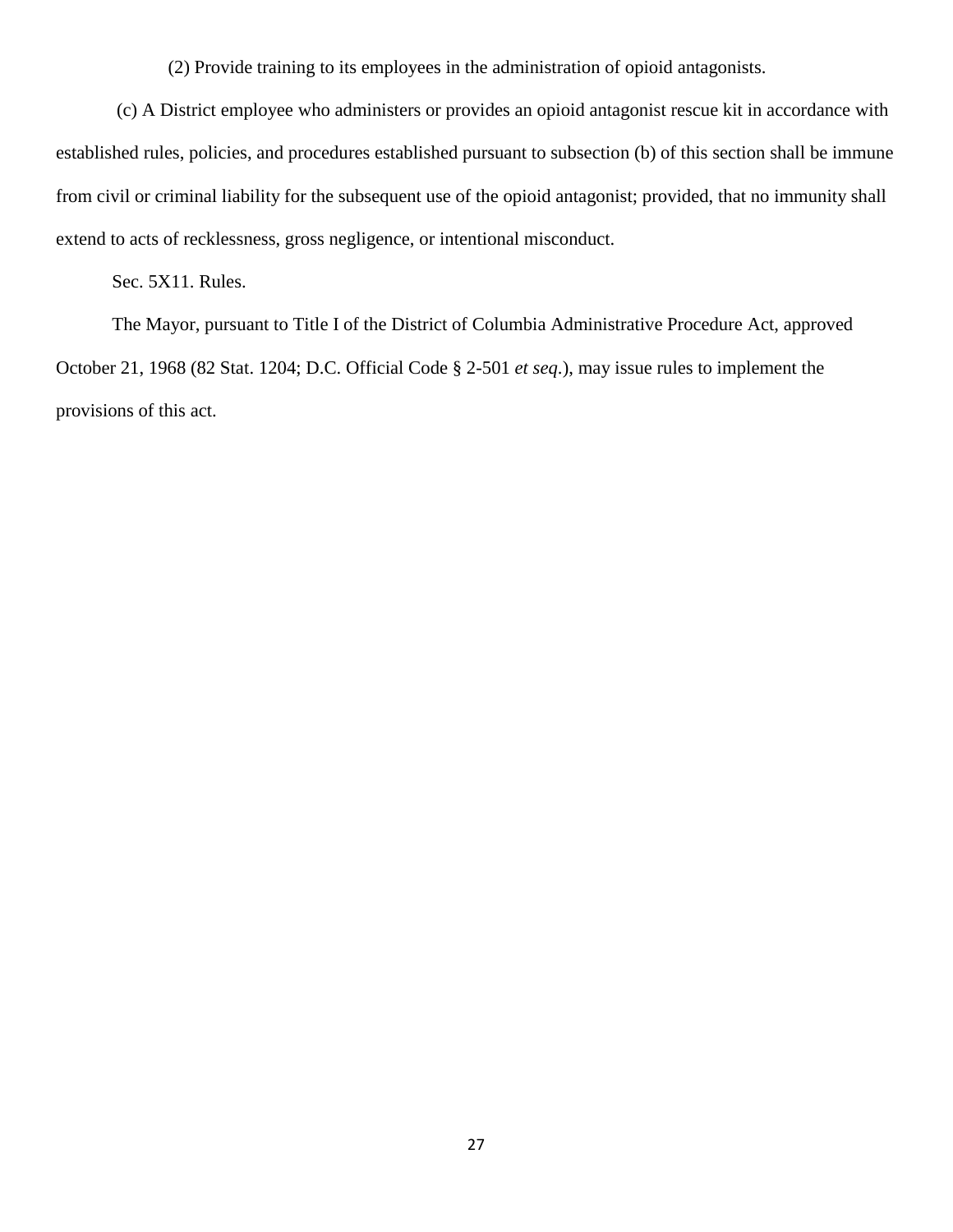(2) Provide training to its employees in the administration of opioid antagonists.

(c) A District employee who administers or provides an opioid antagonist rescue kit in accordance with established rules, policies, and procedures established pursuant to subsection (b) of this section shall be immune from civil or criminal liability for the subsequent use of the opioid antagonist; provided, that no immunity shall extend to acts of recklessness, gross negligence, or intentional misconduct.

Sec. 5X11. Rules.

The Mayor, pursuant to Title I of the District of Columbia Administrative Procedure Act, approved October 21, 1968 (82 Stat. 1204; D.C. Official Code § 2-501 *et seq.*), may issue rules to implement the provisions of this act.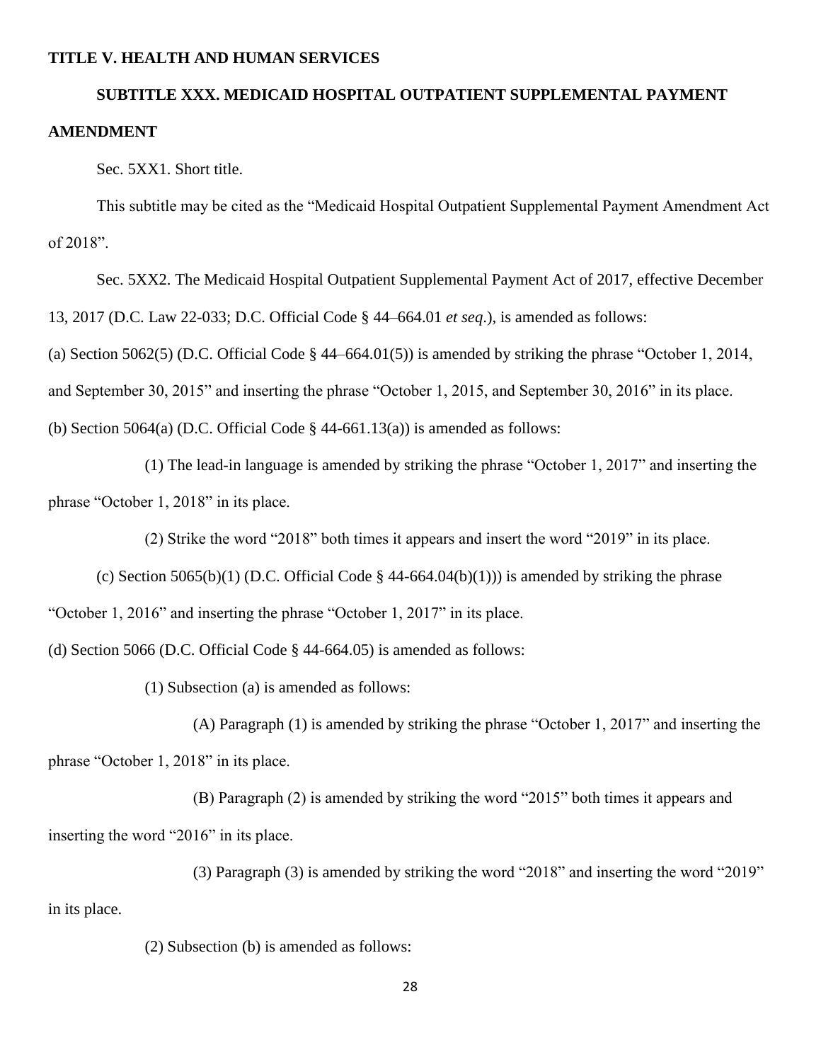**TITLE V. HEALTH AND HUMAN SERVICES**

**SUBTITLE XXX. MEDICAID HOSPITAL OUTPATIENT SUPPLEMENTAL PAYMENT AMENDMENT**

Sec. 5XX1. Short title.

This subtitle may be cited as the "Medicaid Hospital Outpatient Supplemental Payment Amendment Act of 2018".

Sec. 5XX2. The Medicaid Hospital Outpatient Supplemental Payment Act of 2017, effective December 13, 2017 (D.C. Law 22-033; D.C. Official Code § 44–664.01 *et seq*.), is amended as follows:

(a) Section 5062(5) (D.C. Official Code § 44–664.01(5)) is amended by striking the phrase "October 1, 2014, and September 30, 2015" and inserting the phrase "October 1, 2015, and September 30, 2016" in its place.

(b) Section 5064(a) (D.C. Official Code § 44-661.13(a)) is amended as follows:

(1) The lead-in language is amended by striking the phrase "October 1, 2017" and inserting the phrase "October 1, 2018" in its place.

(2) Strike the word "2018" both times it appears and insert the word "2019" in its place.

(c) Section 5065(b)(1) (D.C. Official Code § 44-664.04(b)(1))) is amended by striking the phrase "October 1, 2016" and inserting the phrase "October 1, 2017" in its place.

(d) Section 5066 (D.C. Official Code § 44-664.05) is amended as follows:

(1) Subsection (a) is amended as follows:

(A) Paragraph (1) is amended by striking the phrase "October 1, 2017" and inserting the phrase "October 1, 2018" in its place.

(B) Paragraph (2) is amended by striking the word "2015" both times it appears and inserting the word "2016" in its place.

(3) Paragraph (3) is amended by striking the word "2018" and inserting the word "2019" in its place.

(2) Subsection (b) is amended as follows: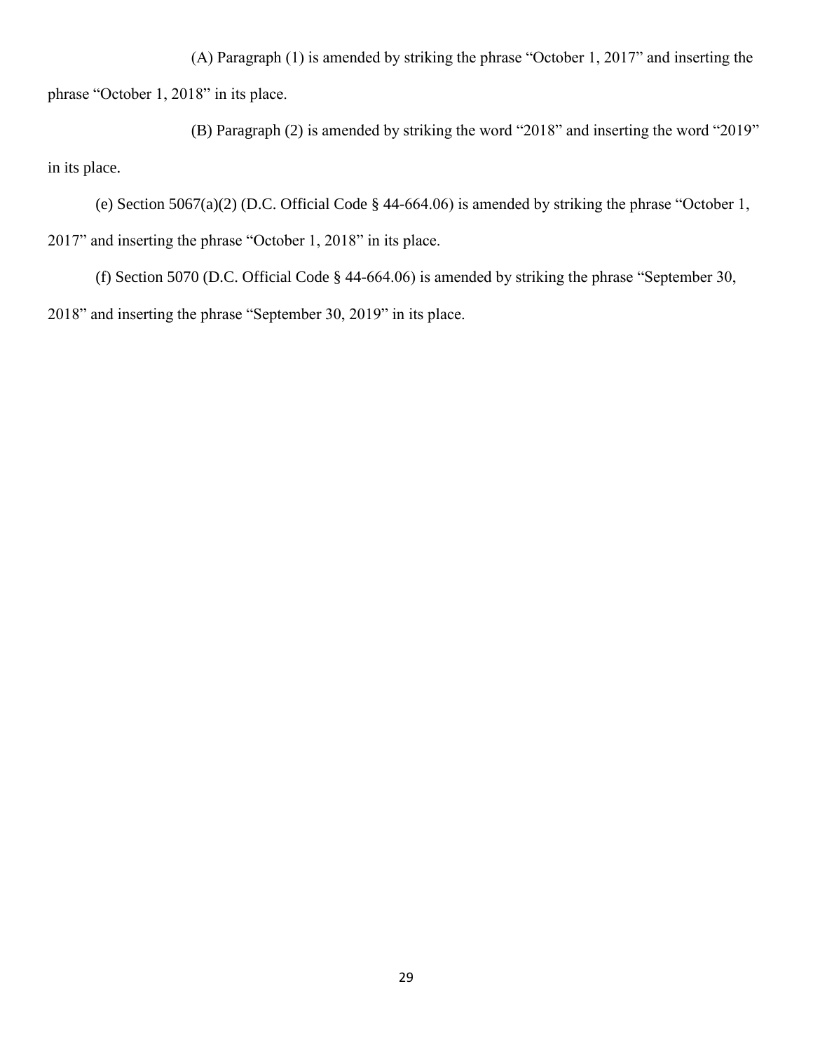(A) Paragraph (1) is amended by striking the phrase "October 1, 2017" and inserting the phrase "October 1, 2018" in its place.

(B) Paragraph (2) is amended by striking the word "2018" and inserting the word "2019" in its place.

(e) Section 5067(a)(2) (D.C. Official Code § 44-664.06) is amended by striking the phrase "October 1, 2017" and inserting the phrase "October 1, 2018" in its place.

(f) Section 5070 (D.C. Official Code § 44-664.06) is amended by striking the phrase "September 30, 2018" and inserting the phrase "September 30, 2019" in its place.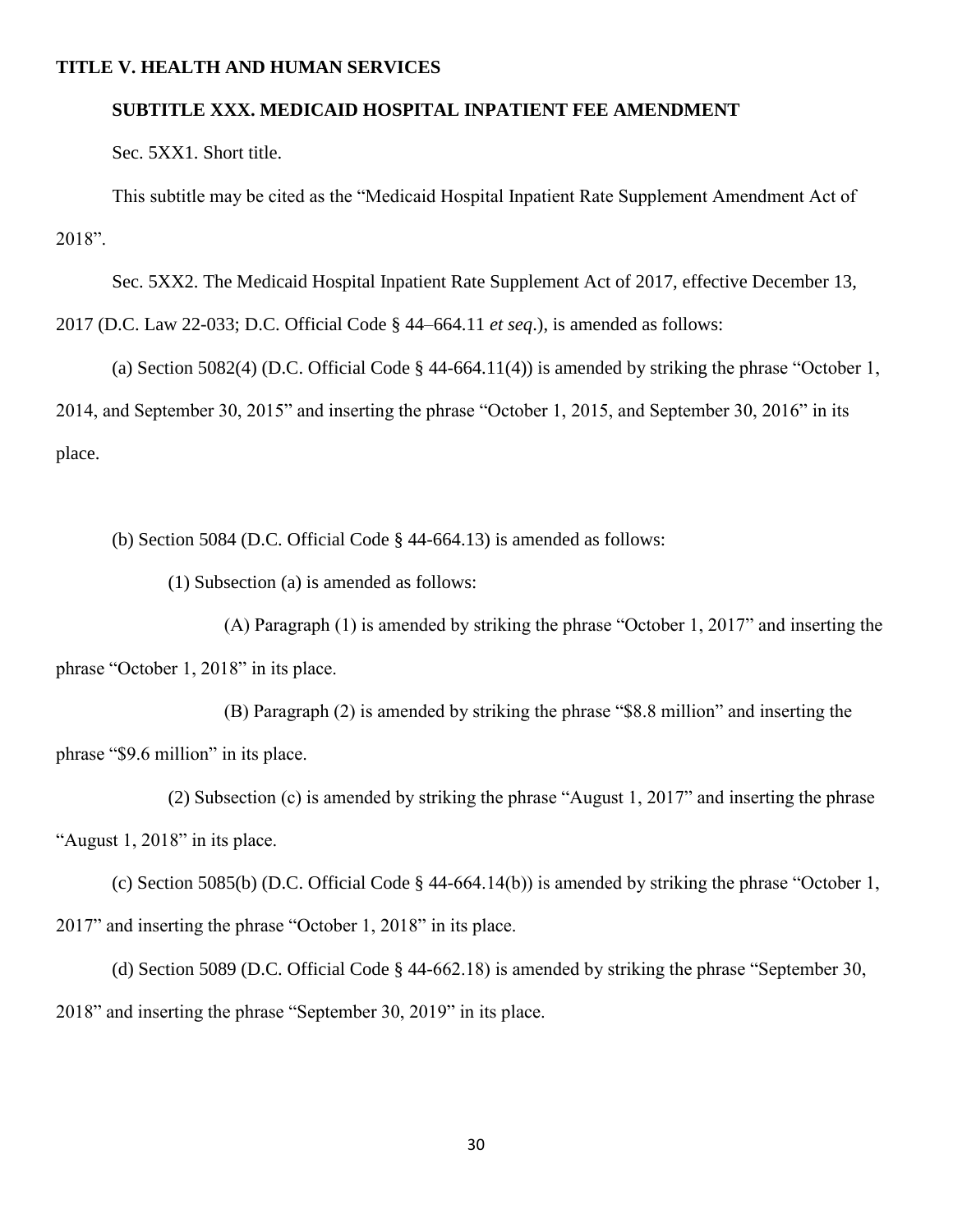## TITLE V. HEALTH AND HUMAN SERVICES

### SUBTITLE XXX. MEDICAID HOSPITAL INPATIENT FEE AMENDMENT

Sec. 5XX1. Short title.

This subtitle may be cited as the "Medicaid Hospital Inpatient Rate Supplement Amendment Act of 2018".

Sec. 5XX2. The Medicaid Hospital Inpatient Rate Supplement Act of 2017, effective December 13, 2017 (D.C. Law 22-033; D.C. Official Code § 44–664.11 *et seq*.), is amended as follows:

(a) Section 5082(4) (D.C. Official Code § 44-664.11(4)) is amended by striking the phrase "October 1, 2014, and September 30, 2015" and inserting the phrase "October 1, 2015, and September 30, 2016" in its place.

(b) Section 5084 (D.C. Official Code § 44-664.13) is amended as follows:

(1) Subsection (a) is amended as follows:

(A) Paragraph (1) is amended by striking the phrase "October 1, 2017" and inserting the phrase "October 1, 2018" in its place.

(B) Paragraph (2) is amended by striking the phrase "$8.8 million" and inserting the phrase "$9.6 million" in its place.

(2) Subsection (c) is amended by striking the phrase "August 1, 2017" and inserting the phrase "August 1, 2018" in its place.

(c) Section 5085(b) (D.C. Official Code § 44-664.14(b)) is amended by striking the phrase "October 1, 2017" and inserting the phrase "October 1, 2018" in its place.

(d) Section 5089 (D.C. Official Code § 44-662.18) is amended by striking the phrase "September 30, 2018" and inserting the phrase "September 30, 2019" in its place.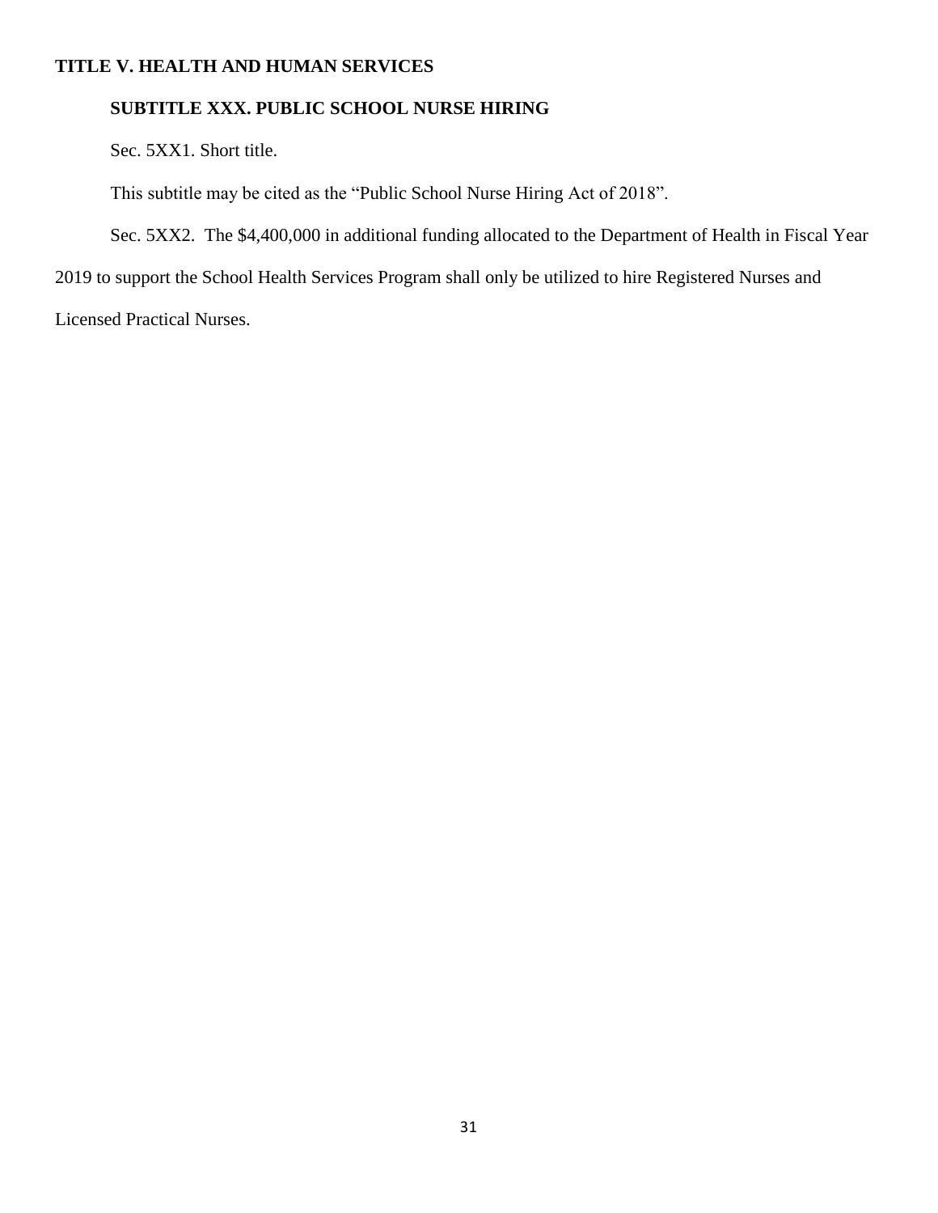**TITLE V. HEALTH AND HUMAN SERVICES**

**SUBTITLE XXX. PUBLIC SCHOOL NURSE HIRING**

Sec. 5XX1. Short title.

This subtitle may be cited as the "Public School Nurse Hiring Act of 2018".

Sec. 5XX2. The $4,400,000 in additional funding allocated to the Department of Health in Fiscal Year 2019 to support the School Health Services Program shall only be utilized to hire Registered Nurses and Licensed Practical Nurses.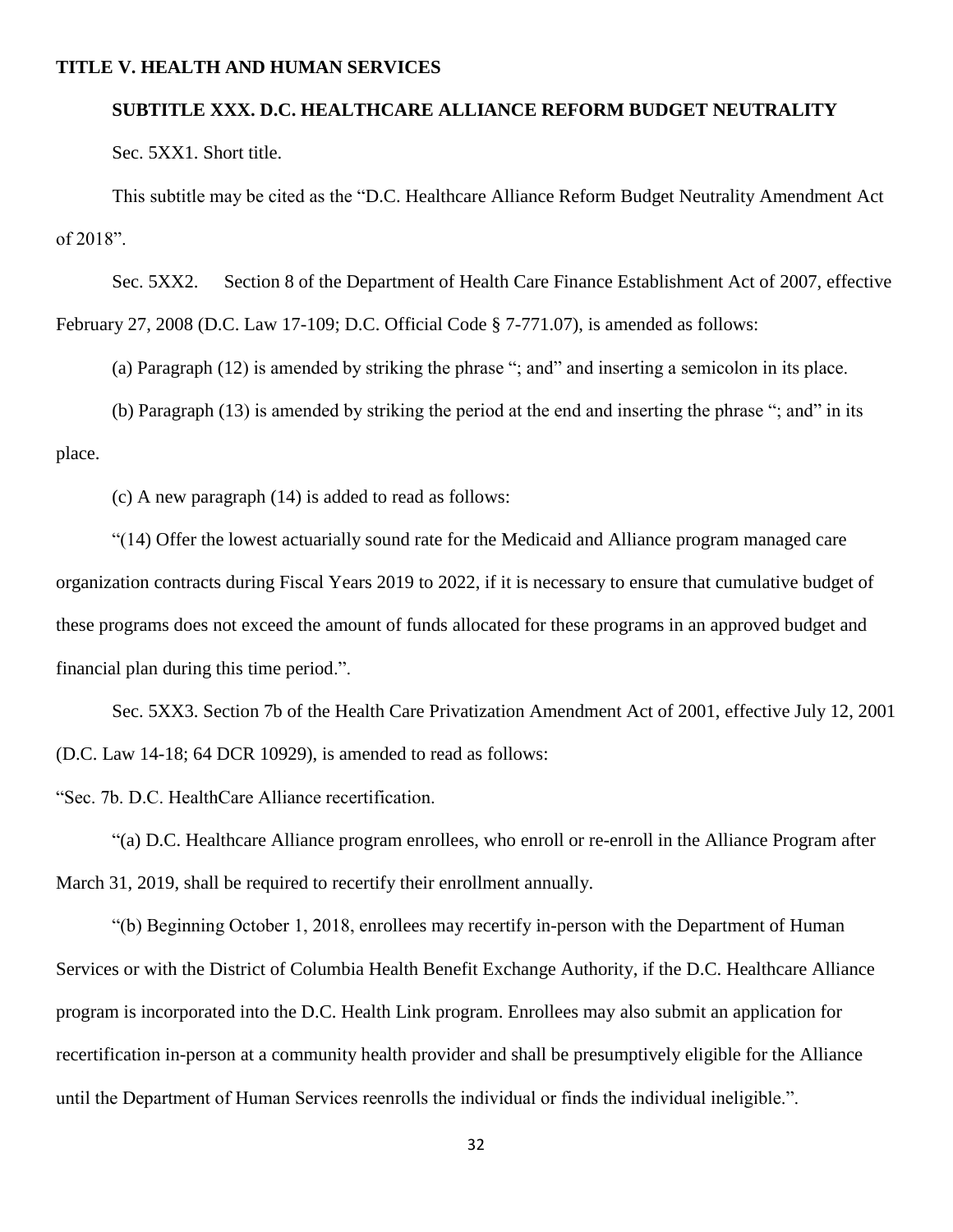**TITLE V. HEALTH AND HUMAN SERVICES**

**SUBTITLE XXX. D.C. HEALTHCARE ALLIANCE REFORM BUDGET NEUTRALITY**

Sec. 5XX1. Short title.

This subtitle may be cited as the "D.C. Healthcare Alliance Reform Budget Neutrality Amendment Act of 2018".

Sec. 5XX2. Section 8 of the Department of Health Care Finance Establishment Act of 2007, effective February 27, 2008 (D.C. Law 17-109; D.C. Official Code § 7-771.07), is amended as follows:

(a) Paragraph (12) is amended by striking the phrase "; and" and inserting a semicolon in its place.

(b) Paragraph (13) is amended by striking the period at the end and inserting the phrase "; and" in its place.

(c) A new paragraph (14) is added to read as follows:

"(14) Offer the lowest actuarially sound rate for the Medicaid and Alliance program managed care organization contracts during Fiscal Years 2019 to 2022, if it is necessary to ensure that cumulative budget of these programs does not exceed the amount of funds allocated for these programs in an approved budget and financial plan during this time period.".

Sec. 5XX3. Section 7b of the Health Care Privatization Amendment Act of 2001, effective July 12, 2001 (D.C. Law 14-18; 64 DCR 10929), is amended to read as follows:

"Sec. 7b. D.C. HealthCare Alliance recertification.

"(a) D.C. Healthcare Alliance program enrollees, who enroll or re-enroll in the Alliance Program after March 31, 2019, shall be required to recertify their enrollment annually.

"(b) Beginning October 1, 2018, enrollees may recertify in-person with the Department of Human Services or with the District of Columbia Health Benefit Exchange Authority, if the D.C. Healthcare Alliance program is incorporated into the D.C. Health Link program. Enrollees may also submit an application for recertification in-person at a community health provider and shall be presumptively eligible for the Alliance until the Department of Human Services reenrolls the individual or finds the individual ineligible.".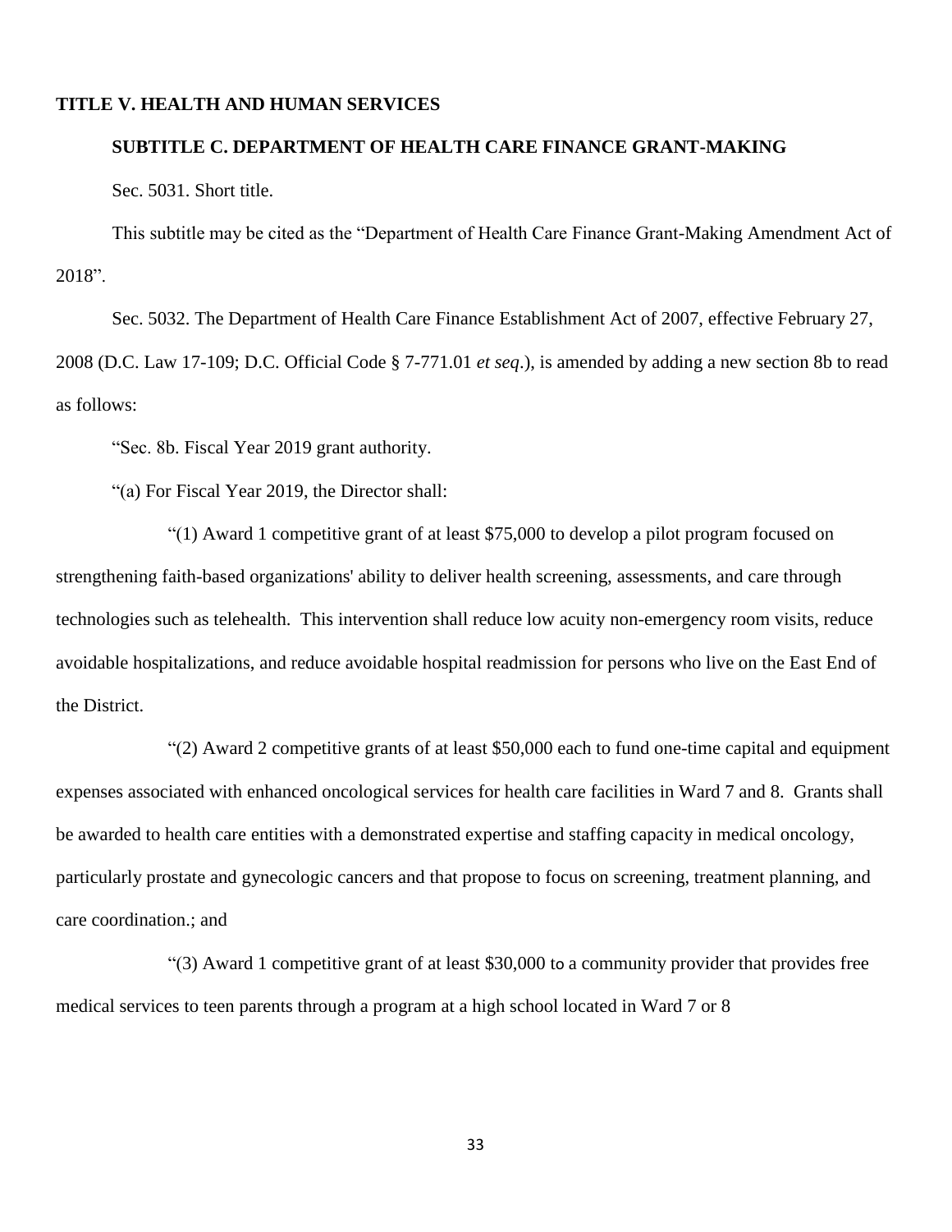**TITLE V. HEALTH AND HUMAN SERVICES**

**SUBTITLE C. DEPARTMENT OF HEALTH CARE FINANCE GRANT-MAKING**

Sec. 5031. Short title.

This subtitle may be cited as the "Department of Health Care Finance Grant-Making Amendment Act of 2018".

Sec. 5032. The Department of Health Care Finance Establishment Act of 2007, effective February 27, 2008 (D.C. Law 17-109; D.C. Official Code § 7-771.01 *et seq*.), is amended by adding a new section 8b to read as follows:

"Sec. 8b. Fiscal Year 2019 grant authority.

"(a) For Fiscal Year 2019, the Director shall:

"(1) Award 1 competitive grant of at least $75,000 to develop a pilot program focused on strengthening faith-based organizations' ability to deliver health screening, assessments, and care through technologies such as telehealth. This intervention shall reduce low acuity non-emergency room visits, reduce avoidable hospitalizations, and reduce avoidable hospital readmission for persons who live on the East End of the District.

"(2) Award 2 competitive grants of at least $50,000 each to fund one-time capital and equipment expenses associated with enhanced oncological services for health care facilities in Ward 7 and 8. Grants shall be awarded to health care entities with a demonstrated expertise and staffing capacity in medical oncology, particularly prostate and gynecologic cancers and that propose to focus on screening, treatment planning, and care coordination.; and

"(3) Award 1 competitive grant of at least $30,000 to a community provider that provides free medical services to teen parents through a program at a high school located in Ward 7 or 8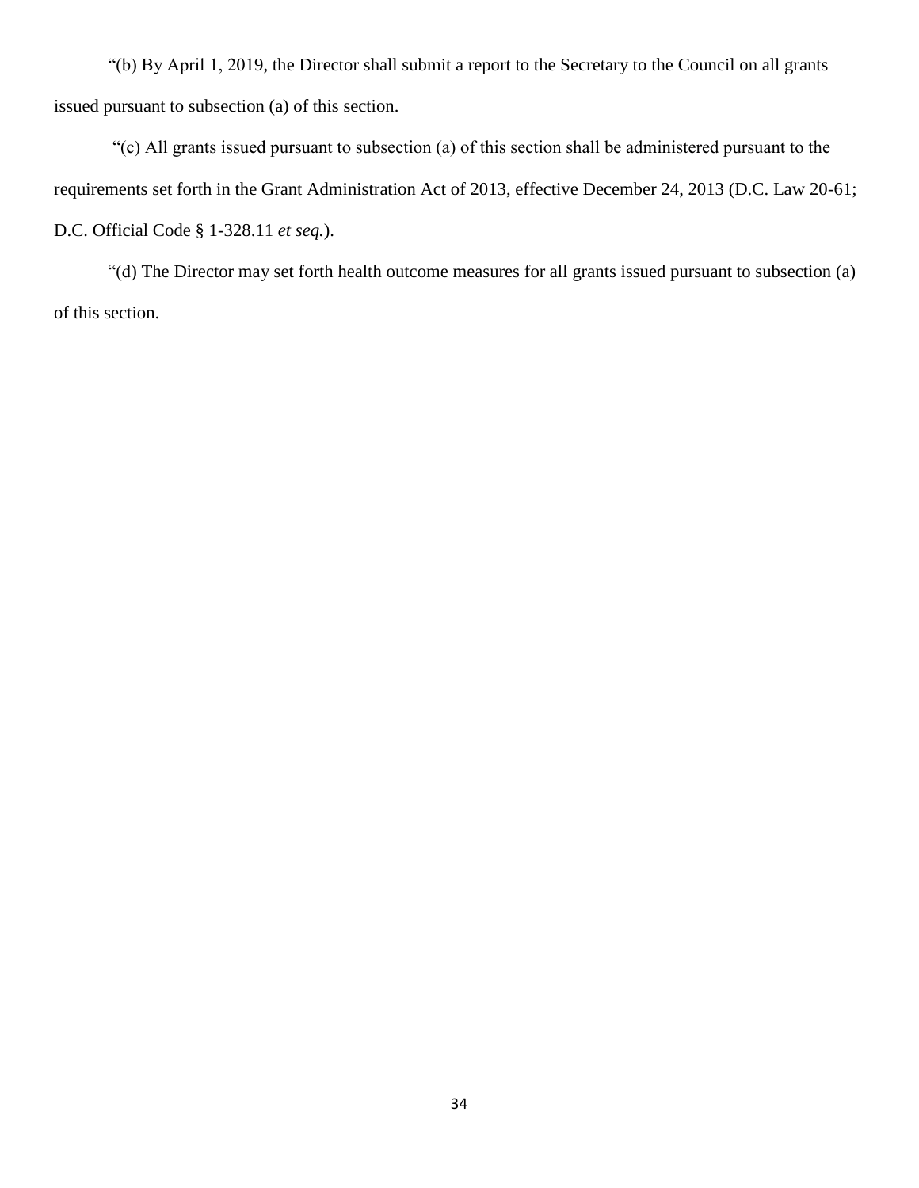"(b) By April 1, 2019, the Director shall submit a report to the Secretary to the Council on all grants issued pursuant to subsection (a) of this section.

"(c) All grants issued pursuant to subsection (a) of this section shall be administered pursuant to the requirements set forth in the Grant Administration Act of 2013, effective December 24, 2013 (D.C. Law 20-61; D.C. Official Code § 1-328.11 *et seq.*).

"(d) The Director may set forth health outcome measures for all grants issued pursuant to subsection (a) of this section.